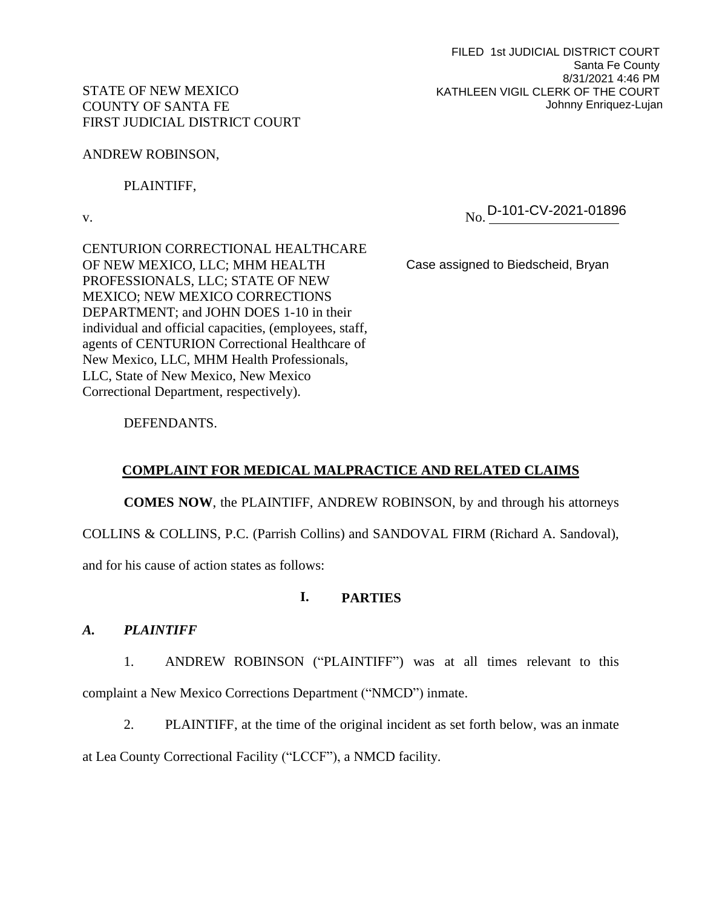FILED 1st JUDICIAL DISTRICT COURT
Santa Fe County
8/31/2021 4:46 PM
KATHLEEN VIGIL CLERK OF THE COURT
Johnny Enriquez-Lujan

STATE OF NEW MEXICO
COUNTY OF SANTA FE
FIRST JUDICIAL DISTRICT COURT

ANDREW ROBINSON,

PLAINTIFF,

v.

No. D-101-CV-2021-01896

CENTURION CORRECTIONAL HEALTHCARE OF NEW MEXICO, LLC; MHM HEALTH PROFESSIONALS, LLC; STATE OF NEW MEXICO; NEW MEXICO CORRECTIONS DEPARTMENT; and JOHN DOES 1-10 in their individual and official capacities, (employees, staff, agents of CENTURION Correctional Healthcare of New Mexico, LLC, MHM Health Professionals, LLC, State of New Mexico, New Mexico Correctional Department, respectively).

Case assigned to Biedscheid, Bryan

DEFENDANTS.

## COMPLAINT FOR MEDICAL MALPRACTICE AND RELATED CLAIMS

**COMES NOW**, the PLAINTIFF, ANDREW ROBINSON, by and through his attorneys COLLINS & COLLINS, P.C. (Parrish Collins) and SANDOVAL FIRM (Richard A. Sandoval), and for his cause of action states as follows:

## I. PARTIES

### *A. PLAINTIFF*

1. ANDREW ROBINSON ("PLAINTIFF") was at all times relevant to this complaint a New Mexico Corrections Department ("NMCD") inmate.

2. PLAINTIFF, at the time of the original incident as set forth below, was an inmate at Lea County Correctional Facility ("LCCF"), a NMCD facility.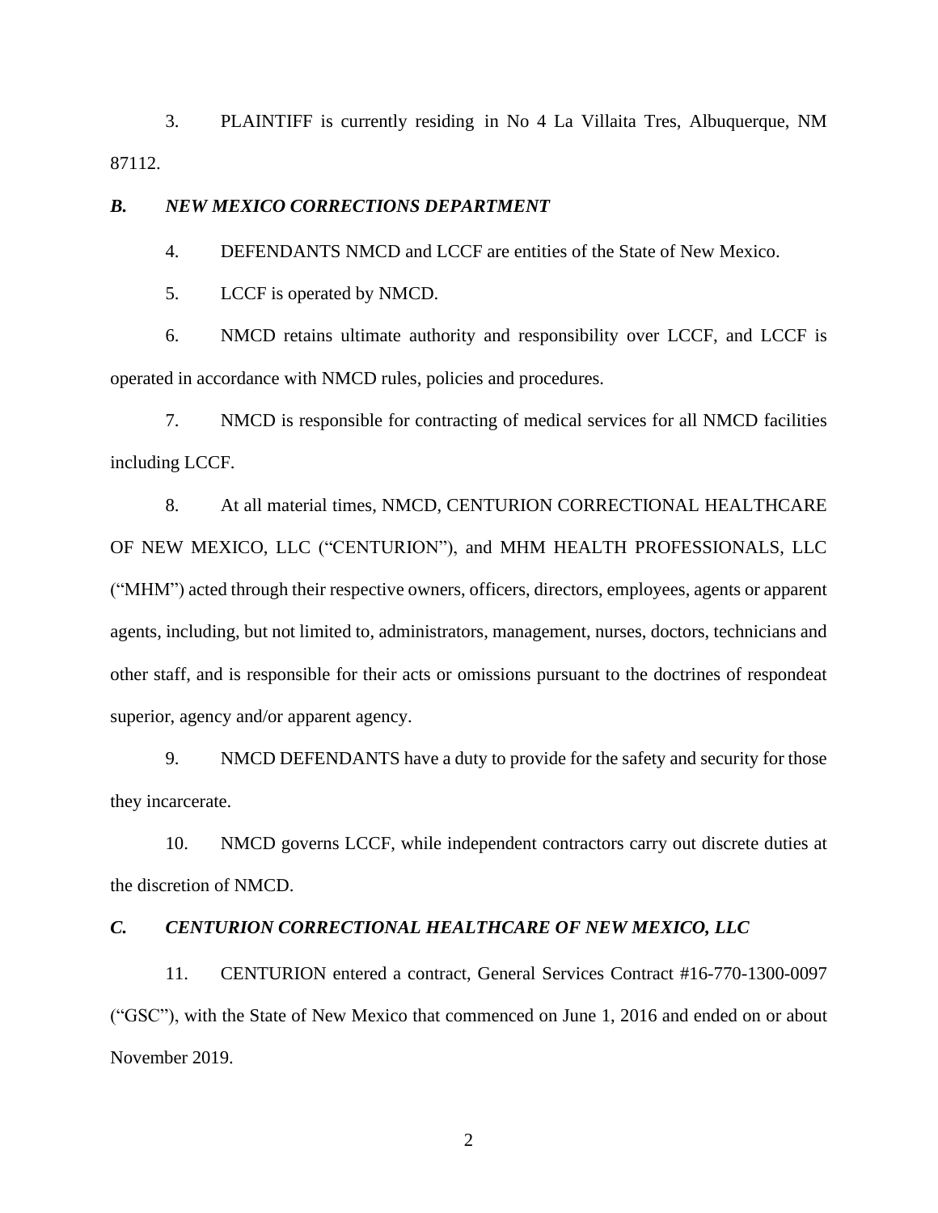3. PLAINTIFF is currently residing in No 4 La Villaita Tres, Albuquerque, NM 87112.

### *B. NEW MEXICO CORRECTIONS DEPARTMENT*

4. DEFENDANTS NMCD and LCCF are entities of the State of New Mexico.

5. LCCF is operated by NMCD.

6. NMCD retains ultimate authority and responsibility over LCCF, and LCCF is operated in accordance with NMCD rules, policies and procedures.

7. NMCD is responsible for contracting of medical services for all NMCD facilities including LCCF.

8. At all material times, NMCD, CENTURION CORRECTIONAL HEALTHCARE OF NEW MEXICO, LLC ("CENTURION"), and MHM HEALTH PROFESSIONALS, LLC ("MHM") acted through their respective owners, officers, directors, employees, agents or apparent agents, including, but not limited to, administrators, management, nurses, doctors, technicians and other staff, and is responsible for their acts or omissions pursuant to the doctrines of respondeat superior, agency and/or apparent agency.

9. NMCD DEFENDANTS have a duty to provide for the safety and security for those they incarcerate.

10. NMCD governs LCCF, while independent contractors carry out discrete duties at the discretion of NMCD.

### *C. CENTURION CORRECTIONAL HEALTHCARE OF NEW MEXICO, LLC*

11. CENTURION entered a contract, General Services Contract #16-770-1300-0097 ("GSC"), with the State of New Mexico that commenced on June 1, 2016 and ended on or about November 2019.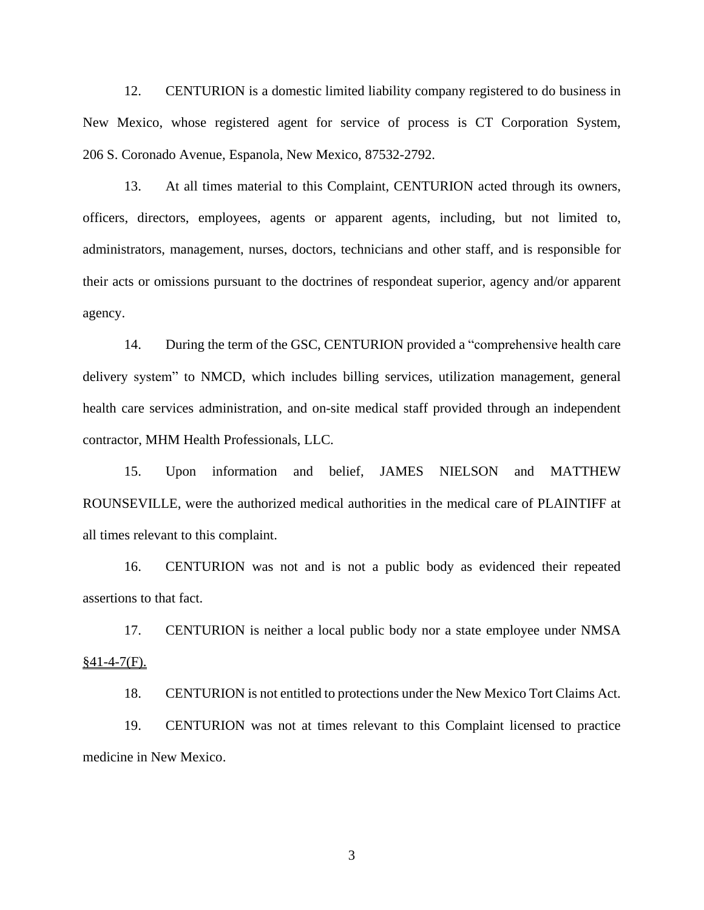12. CENTURION is a domestic limited liability company registered to do business in New Mexico, whose registered agent for service of process is CT Corporation System, 206 S. Coronado Avenue, Espanola, New Mexico, 87532-2792.

13. At all times material to this Complaint, CENTURION acted through its owners, officers, directors, employees, agents or apparent agents, including, but not limited to, administrators, management, nurses, doctors, technicians and other staff, and is responsible for their acts or omissions pursuant to the doctrines of respondeat superior, agency and/or apparent agency.

14. During the term of the GSC, CENTURION provided a "comprehensive health care delivery system" to NMCD, which includes billing services, utilization management, general health care services administration, and on-site medical staff provided through an independent contractor, MHM Health Professionals, LLC.

15. Upon information and belief, JAMES NIELSON and MATTHEW ROUNSEVILLE, were the authorized medical authorities in the medical care of PLAINTIFF at all times relevant to this complaint.

16. CENTURION was not and is not a public body as evidenced their repeated assertions to that fact.

17. CENTURION is neither a local public body nor a state employee under NMSA <u>§41-4-7(F).</u>

18. CENTURION is not entitled to protections under the New Mexico Tort Claims Act.

19. CENTURION was not at times relevant to this Complaint licensed to practice medicine in New Mexico.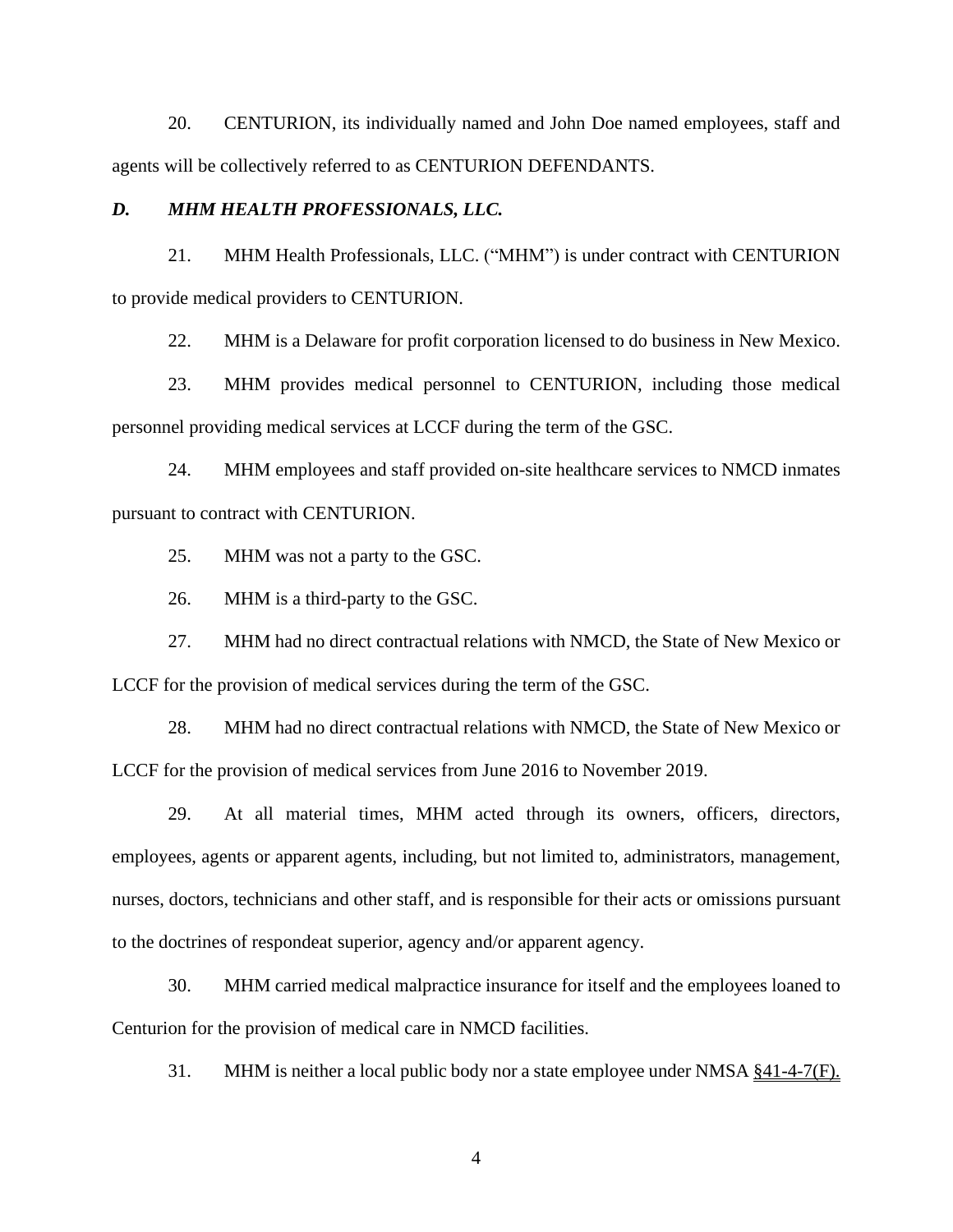20. CENTURION, its individually named and John Doe named employees, staff and agents will be collectively referred to as CENTURION DEFENDANTS.

### *D. MHM HEALTH PROFESSIONALS, LLC.*

21. MHM Health Professionals, LLC. ("MHM") is under contract with CENTURION to provide medical providers to CENTURION.

22. MHM is a Delaware for profit corporation licensed to do business in New Mexico.

23. MHM provides medical personnel to CENTURION, including those medical personnel providing medical services at LCCF during the term of the GSC.

24. MHM employees and staff provided on-site healthcare services to NMCD inmates pursuant to contract with CENTURION.

25. MHM was not a party to the GSC.

26. MHM is a third-party to the GSC.

27. MHM had no direct contractual relations with NMCD, the State of New Mexico or LCCF for the provision of medical services during the term of the GSC.

28. MHM had no direct contractual relations with NMCD, the State of New Mexico or LCCF for the provision of medical services from June 2016 to November 2019.

29. At all material times, MHM acted through its owners, officers, directors, employees, agents or apparent agents, including, but not limited to, administrators, management, nurses, doctors, technicians and other staff, and is responsible for their acts or omissions pursuant to the doctrines of respondeat superior, agency and/or apparent agency.

30. MHM carried medical malpractice insurance for itself and the employees loaned to Centurion for the provision of medical care in NMCD facilities.

31. MHM is neither a local public body nor a state employee under NMSA §41-4-7(F).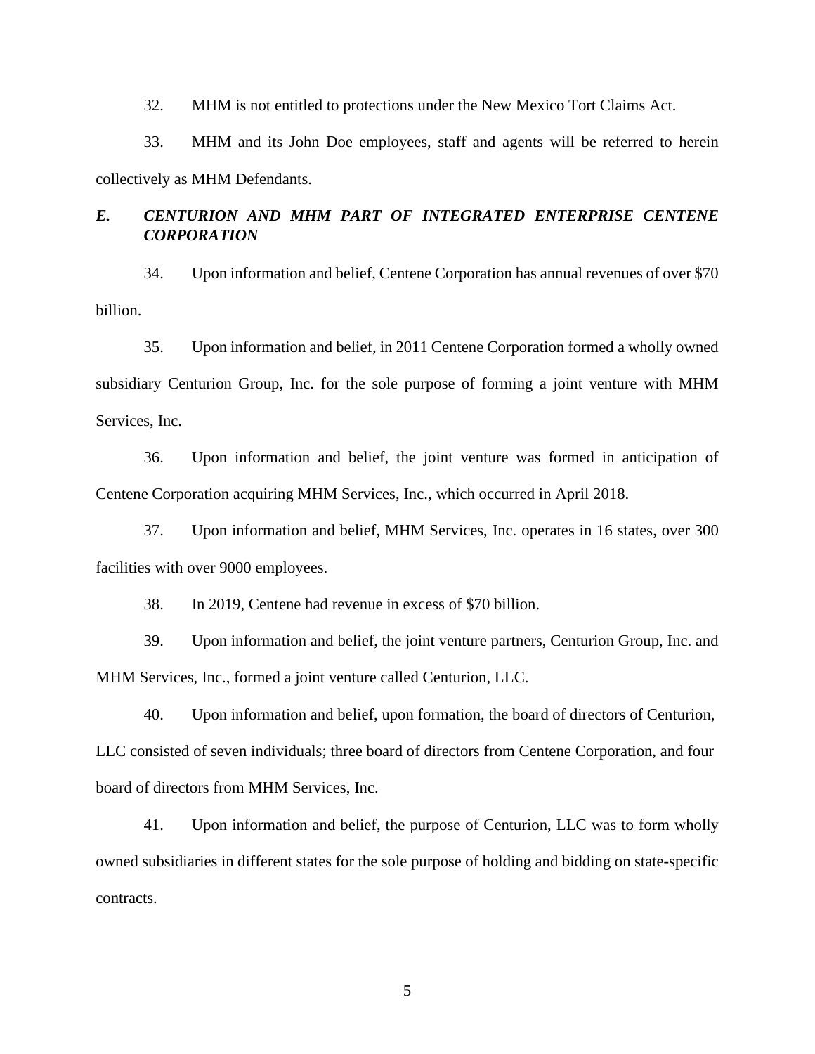32. MHM is not entitled to protections under the New Mexico Tort Claims Act.

33. MHM and its John Doe employees, staff and agents will be referred to herein collectively as MHM Defendants.

### *E. CENTURION AND MHM PART OF INTEGRATED ENTERPRISE CENTENE CORPORATION*

34. Upon information and belief, Centene Corporation has annual revenues of over $70 billion.

35. Upon information and belief, in 2011 Centene Corporation formed a wholly owned subsidiary Centurion Group, Inc. for the sole purpose of forming a joint venture with MHM Services, Inc.

36. Upon information and belief, the joint venture was formed in anticipation of Centene Corporation acquiring MHM Services, Inc., which occurred in April 2018.

37. Upon information and belief, MHM Services, Inc. operates in 16 states, over 300 facilities with over 9000 employees.

38. In 2019, Centene had revenue in excess of $70 billion.

39. Upon information and belief, the joint venture partners, Centurion Group, Inc. and MHM Services, Inc., formed a joint venture called Centurion, LLC.

40. Upon information and belief, upon formation, the board of directors of Centurion, LLC consisted of seven individuals; three board of directors from Centene Corporation, and four board of directors from MHM Services, Inc.

41. Upon information and belief, the purpose of Centurion, LLC was to form wholly owned subsidiaries in different states for the sole purpose of holding and bidding on state-specific contracts.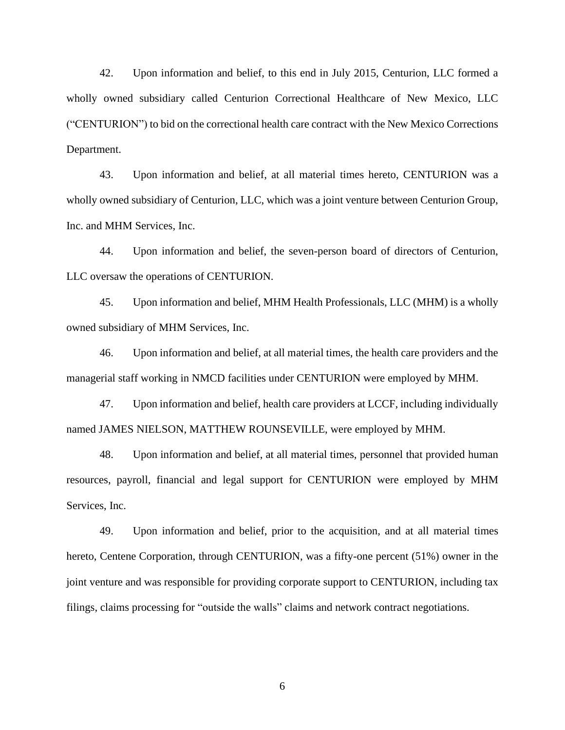42. Upon information and belief, to this end in July 2015, Centurion, LLC formed a wholly owned subsidiary called Centurion Correctional Healthcare of New Mexico, LLC ("CENTURION") to bid on the correctional health care contract with the New Mexico Corrections Department.

43. Upon information and belief, at all material times hereto, CENTURION was a wholly owned subsidiary of Centurion, LLC, which was a joint venture between Centurion Group, Inc. and MHM Services, Inc.

44. Upon information and belief, the seven-person board of directors of Centurion, LLC oversaw the operations of CENTURION.

45. Upon information and belief, MHM Health Professionals, LLC (MHM) is a wholly owned subsidiary of MHM Services, Inc.

46. Upon information and belief, at all material times, the health care providers and the managerial staff working in NMCD facilities under CENTURION were employed by MHM.

47. Upon information and belief, health care providers at LCCF, including individually named JAMES NIELSON, MATTHEW ROUNSEVILLE, were employed by MHM.

48. Upon information and belief, at all material times, personnel that provided human resources, payroll, financial and legal support for CENTURION were employed by MHM Services, Inc.

49. Upon information and belief, prior to the acquisition, and at all material times hereto, Centene Corporation, through CENTURION, was a fifty-one percent (51%) owner in the joint venture and was responsible for providing corporate support to CENTURION, including tax filings, claims processing for "outside the walls" claims and network contract negotiations.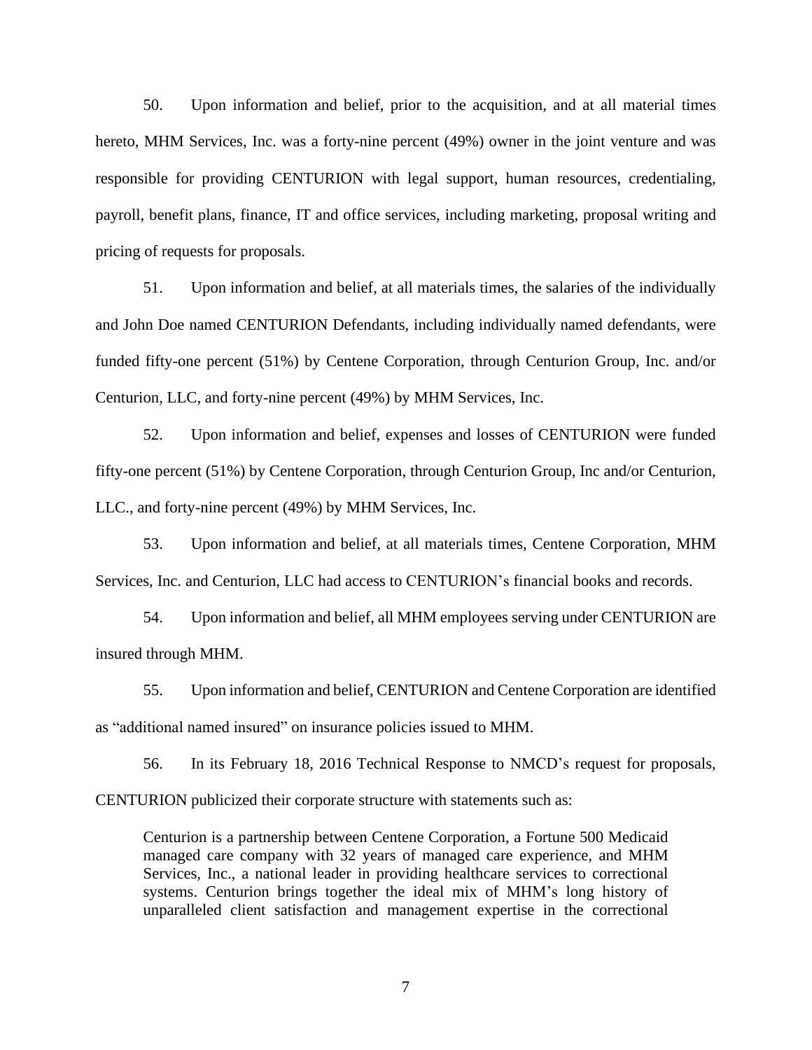50. Upon information and belief, prior to the acquisition, and at all material times hereto, MHM Services, Inc. was a forty-nine percent (49%) owner in the joint venture and was responsible for providing CENTURION with legal support, human resources, credentialing, payroll, benefit plans, finance, IT and office services, including marketing, proposal writing and pricing of requests for proposals.

51. Upon information and belief, at all materials times, the salaries of the individually and John Doe named CENTURION Defendants, including individually named defendants, were funded fifty-one percent (51%) by Centene Corporation, through Centurion Group, Inc. and/or Centurion, LLC, and forty-nine percent (49%) by MHM Services, Inc.

52. Upon information and belief, expenses and losses of CENTURION were funded fifty-one percent (51%) by Centene Corporation, through Centurion Group, Inc and/or Centurion, LLC., and forty-nine percent (49%) by MHM Services, Inc.

53. Upon information and belief, at all materials times, Centene Corporation, MHM Services, Inc. and Centurion, LLC had access to CENTURION's financial books and records.

54. Upon information and belief, all MHM employees serving under CENTURION are insured through MHM.

55. Upon information and belief, CENTURION and Centene Corporation are identified as "additional named insured" on insurance policies issued to MHM.

56. In its February 18, 2016 Technical Response to NMCD's request for proposals, CENTURION publicized their corporate structure with statements such as:

> Centurion is a partnership between Centene Corporation, a Fortune 500 Medicaid managed care company with 32 years of managed care experience, and MHM Services, Inc., a national leader in providing healthcare services to correctional systems. Centurion brings together the ideal mix of MHM's long history of unparalleled client satisfaction and management expertise in the correctional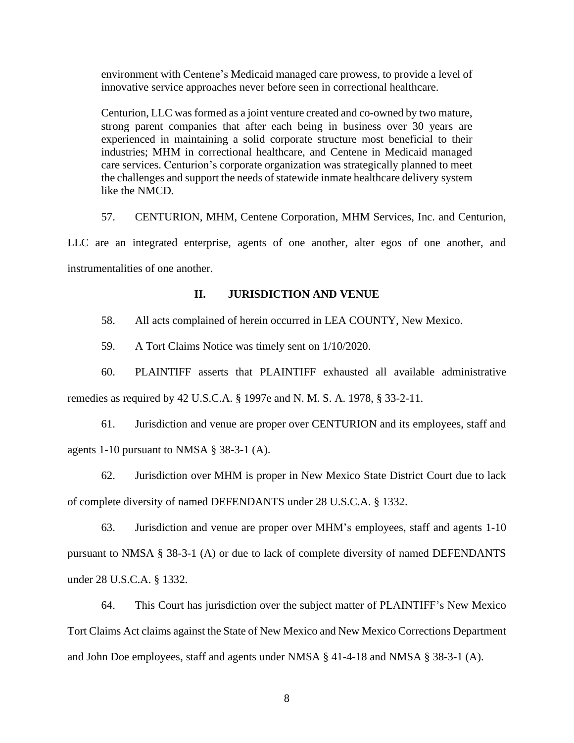> environment with Centene's Medicaid managed care prowess, to provide a level of innovative service approaches never before seen in correctional healthcare.
>
> Centurion, LLC was formed as a joint venture created and co-owned by two mature, strong parent companies that after each being in business over 30 years are experienced in maintaining a solid corporate structure most beneficial to their industries; MHM in correctional healthcare, and Centene in Medicaid managed care services. Centurion's corporate organization was strategically planned to meet the challenges and support the needs of statewide inmate healthcare delivery system like the NMCD.

57. CENTURION, MHM, Centene Corporation, MHM Services, Inc. and Centurion, LLC are an integrated enterprise, agents of one another, alter egos of one another, and instrumentalities of one another.

## II. JURISDICTION AND VENUE

58. All acts complained of herein occurred in LEA COUNTY, New Mexico.

59. A Tort Claims Notice was timely sent on 1/10/2020.

60. PLAINTIFF asserts that PLAINTIFF exhausted all available administrative remedies as required by 42 U.S.C.A. § 1997e and N. M. S. A. 1978, § 33-2-11.

61. Jurisdiction and venue are proper over CENTURION and its employees, staff and agents 1-10 pursuant to NMSA § 38-3-1 (A).

62. Jurisdiction over MHM is proper in New Mexico State District Court due to lack of complete diversity of named DEFENDANTS under 28 U.S.C.A. § 1332.

63. Jurisdiction and venue are proper over MHM's employees, staff and agents 1-10 pursuant to NMSA § 38-3-1 (A) or due to lack of complete diversity of named DEFENDANTS under 28 U.S.C.A. § 1332.

64. This Court has jurisdiction over the subject matter of PLAINTIFF's New Mexico Tort Claims Act claims against the State of New Mexico and New Mexico Corrections Department and John Doe employees, staff and agents under NMSA § 41-4-18 and NMSA § 38-3-1 (A).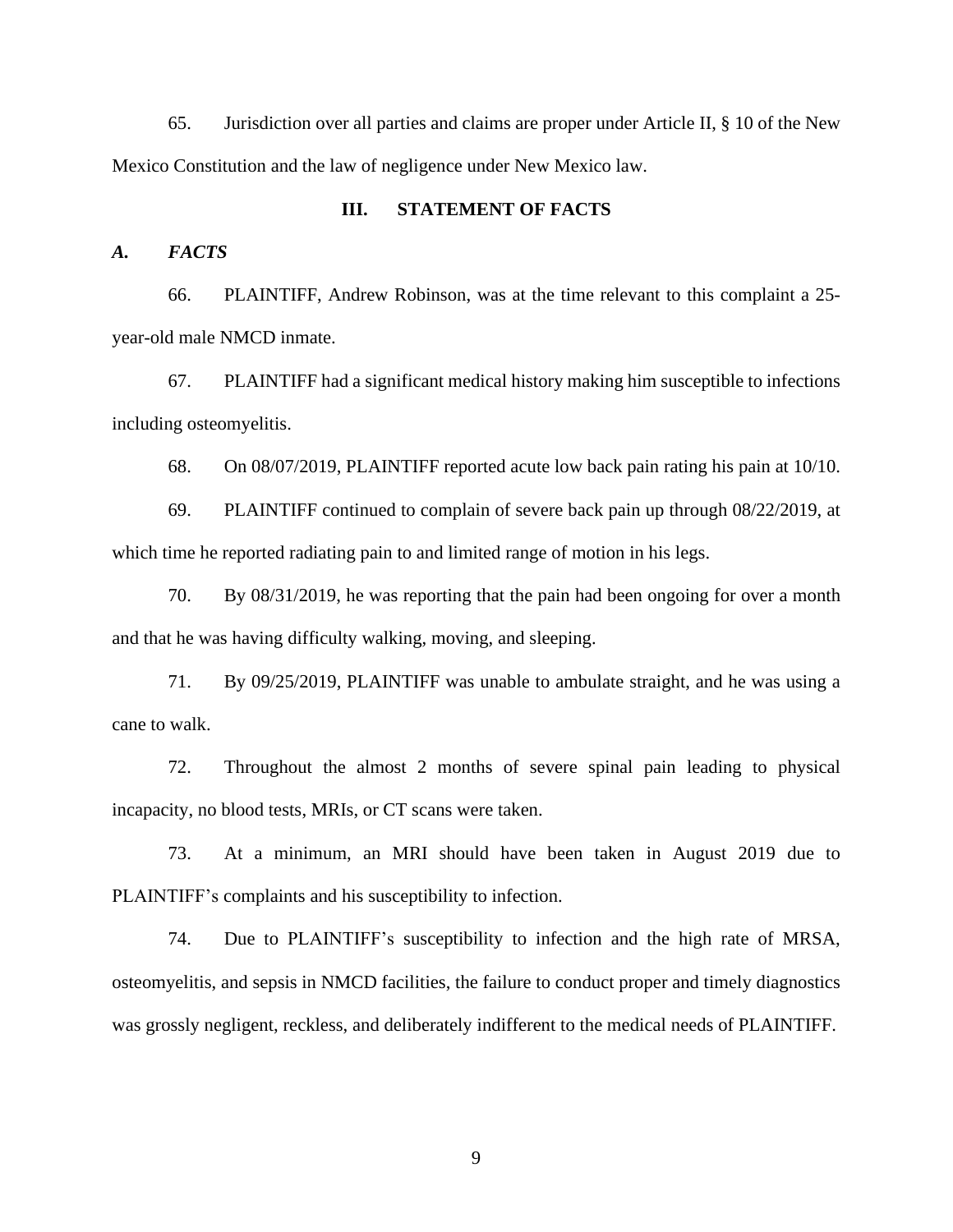65. Jurisdiction over all parties and claims are proper under Article II, § 10 of the New Mexico Constitution and the law of negligence under New Mexico law.

## III. STATEMENT OF FACTS

### *A. FACTS*

66. PLAINTIFF, Andrew Robinson, was at the time relevant to this complaint a 25-year-old male NMCD inmate.

67. PLAINTIFF had a significant medical history making him susceptible to infections including osteomyelitis.

68. On 08/07/2019, PLAINTIFF reported acute low back pain rating his pain at 10/10.

69. PLAINTIFF continued to complain of severe back pain up through 08/22/2019, at which time he reported radiating pain to and limited range of motion in his legs.

70. By 08/31/2019, he was reporting that the pain had been ongoing for over a month and that he was having difficulty walking, moving, and sleeping.

71. By 09/25/2019, PLAINTIFF was unable to ambulate straight, and he was using a cane to walk.

72. Throughout the almost 2 months of severe spinal pain leading to physical incapacity, no blood tests, MRIs, or CT scans were taken.

73. At a minimum, an MRI should have been taken in August 2019 due to PLAINTIFF's complaints and his susceptibility to infection.

74. Due to PLAINTIFF's susceptibility to infection and the high rate of MRSA, osteomyelitis, and sepsis in NMCD facilities, the failure to conduct proper and timely diagnostics was grossly negligent, reckless, and deliberately indifferent to the medical needs of PLAINTIFF.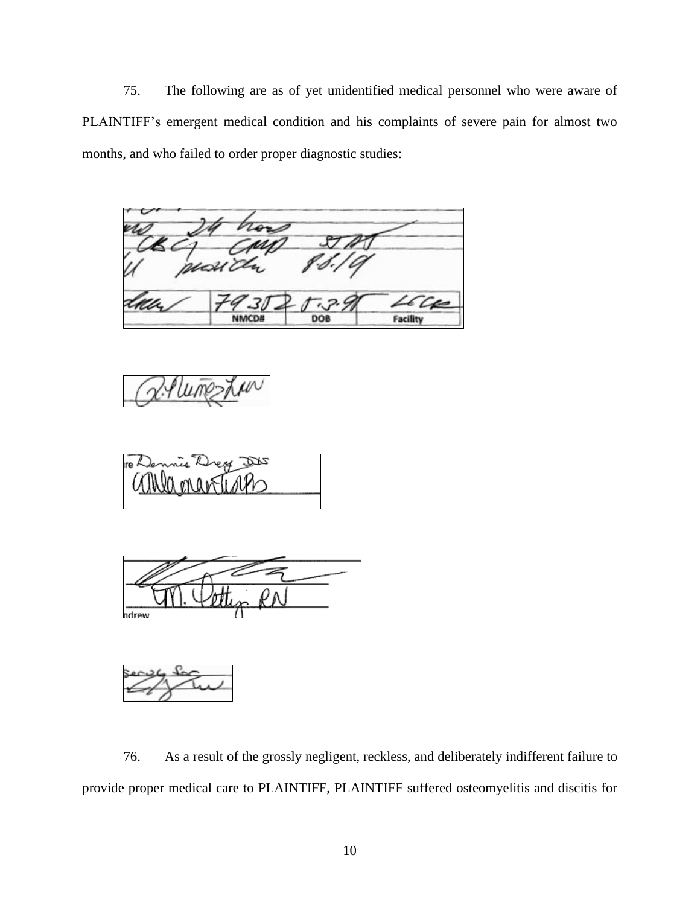75. The following are as of yet unidentified medical personnel who were aware of PLAINTIFF's emergent medical condition and his complaints of severe pain for almost two months, and who failed to order proper diagnostic studies:

NMCD# DOB Facility

76. As a result of the grossly negligent, reckless, and deliberately indifferent failure to provide proper medical care to PLAINTIFF, PLAINTIFF suffered osteomyelitis and discitis for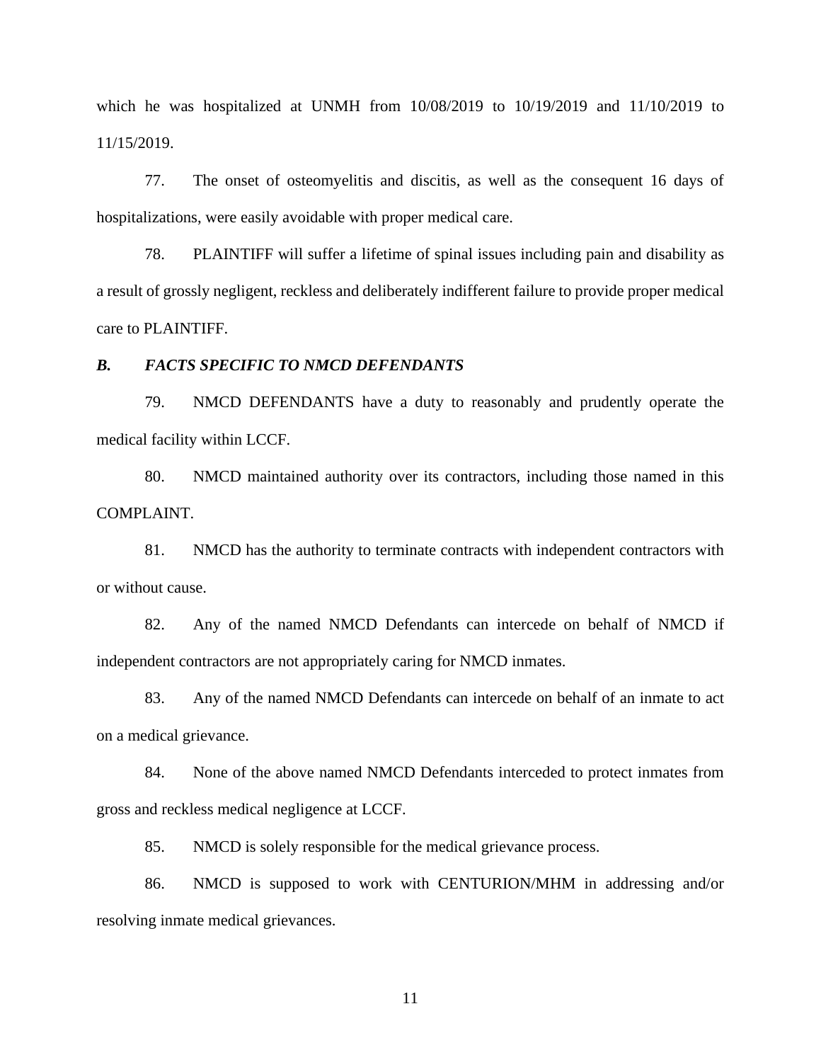which he was hospitalized at UNMH from 10/08/2019 to 10/19/2019 and 11/10/2019 to 11/15/2019.

77. The onset of osteomyelitis and discitis, as well as the consequent 16 days of hospitalizations, were easily avoidable with proper medical care.

78. PLAINTIFF will suffer a lifetime of spinal issues including pain and disability as a result of grossly negligent, reckless and deliberately indifferent failure to provide proper medical care to PLAINTIFF.

### *B. FACTS SPECIFIC TO NMCD DEFENDANTS*

79. NMCD DEFENDANTS have a duty to reasonably and prudently operate the medical facility within LCCF.

80. NMCD maintained authority over its contractors, including those named in this COMPLAINT.

81. NMCD has the authority to terminate contracts with independent contractors with or without cause.

82. Any of the named NMCD Defendants can intercede on behalf of NMCD if independent contractors are not appropriately caring for NMCD inmates.

83. Any of the named NMCD Defendants can intercede on behalf of an inmate to act on a medical grievance.

84. None of the above named NMCD Defendants interceded to protect inmates from gross and reckless medical negligence at LCCF.

85. NMCD is solely responsible for the medical grievance process.

86. NMCD is supposed to work with CENTURION/MHM in addressing and/or resolving inmate medical grievances.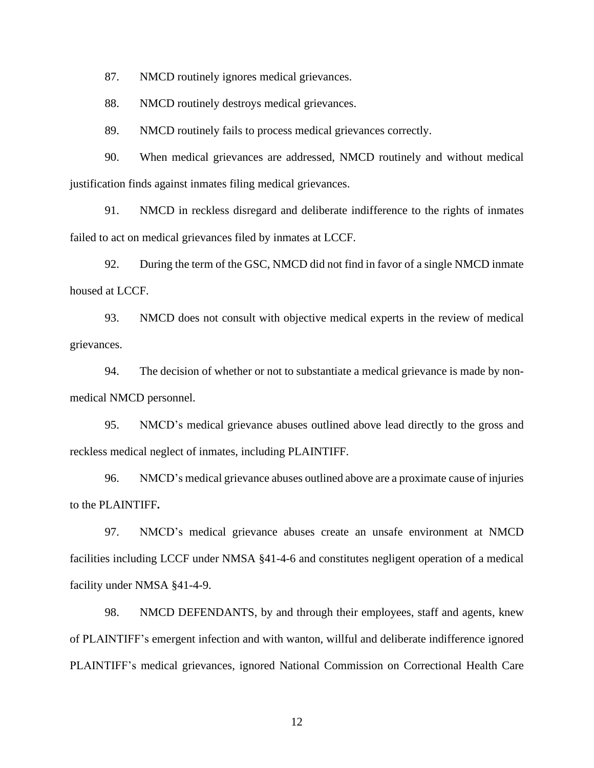87. NMCD routinely ignores medical grievances.

88. NMCD routinely destroys medical grievances.

89. NMCD routinely fails to process medical grievances correctly.

90. When medical grievances are addressed, NMCD routinely and without medical justification finds against inmates filing medical grievances.

91. NMCD in reckless disregard and deliberate indifference to the rights of inmates failed to act on medical grievances filed by inmates at LCCF.

92. During the term of the GSC, NMCD did not find in favor of a single NMCD inmate housed at LCCF.

93. NMCD does not consult with objective medical experts in the review of medical grievances.

94. The decision of whether or not to substantiate a medical grievance is made by non-medical NMCD personnel.

95. NMCD's medical grievance abuses outlined above lead directly to the gross and reckless medical neglect of inmates, including PLAINTIFF.

96. NMCD's medical grievance abuses outlined above are a proximate cause of injuries to the PLAINTIFF**.**

97. NMCD's medical grievance abuses create an unsafe environment at NMCD facilities including LCCF under NMSA §41-4-6 and constitutes negligent operation of a medical facility under NMSA §41-4-9.

98. NMCD DEFENDANTS, by and through their employees, staff and agents, knew of PLAINTIFF's emergent infection and with wanton, willful and deliberate indifference ignored PLAINTIFF's medical grievances, ignored National Commission on Correctional Health Care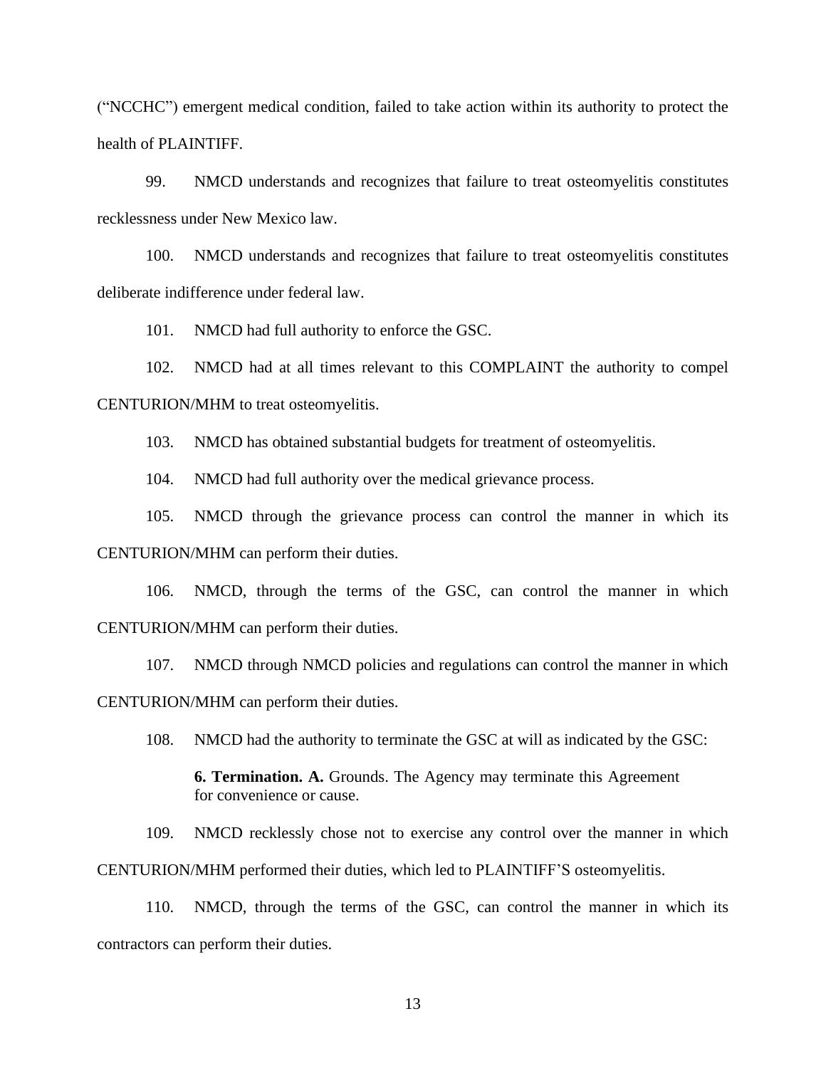("NCCHC") emergent medical condition, failed to take action within its authority to protect the health of PLAINTIFF.

99. NMCD understands and recognizes that failure to treat osteomyelitis constitutes recklessness under New Mexico law.

100. NMCD understands and recognizes that failure to treat osteomyelitis constitutes deliberate indifference under federal law.

101. NMCD had full authority to enforce the GSC.

102. NMCD had at all times relevant to this COMPLAINT the authority to compel CENTURION/MHM to treat osteomyelitis.

103. NMCD has obtained substantial budgets for treatment of osteomyelitis.

104. NMCD had full authority over the medical grievance process.

105. NMCD through the grievance process can control the manner in which its CENTURION/MHM can perform their duties.

106. NMCD, through the terms of the GSC, can control the manner in which CENTURION/MHM can perform their duties.

107. NMCD through NMCD policies and regulations can control the manner in which CENTURION/MHM can perform their duties.

108. NMCD had the authority to terminate the GSC at will as indicated by the GSC:

> **6. Termination. A.** Grounds. The Agency may terminate this Agreement for convenience or cause.

109. NMCD recklessly chose not to exercise any control over the manner in which CENTURION/MHM performed their duties, which led to PLAINTIFF'S osteomyelitis.

110. NMCD, through the terms of the GSC, can control the manner in which its contractors can perform their duties.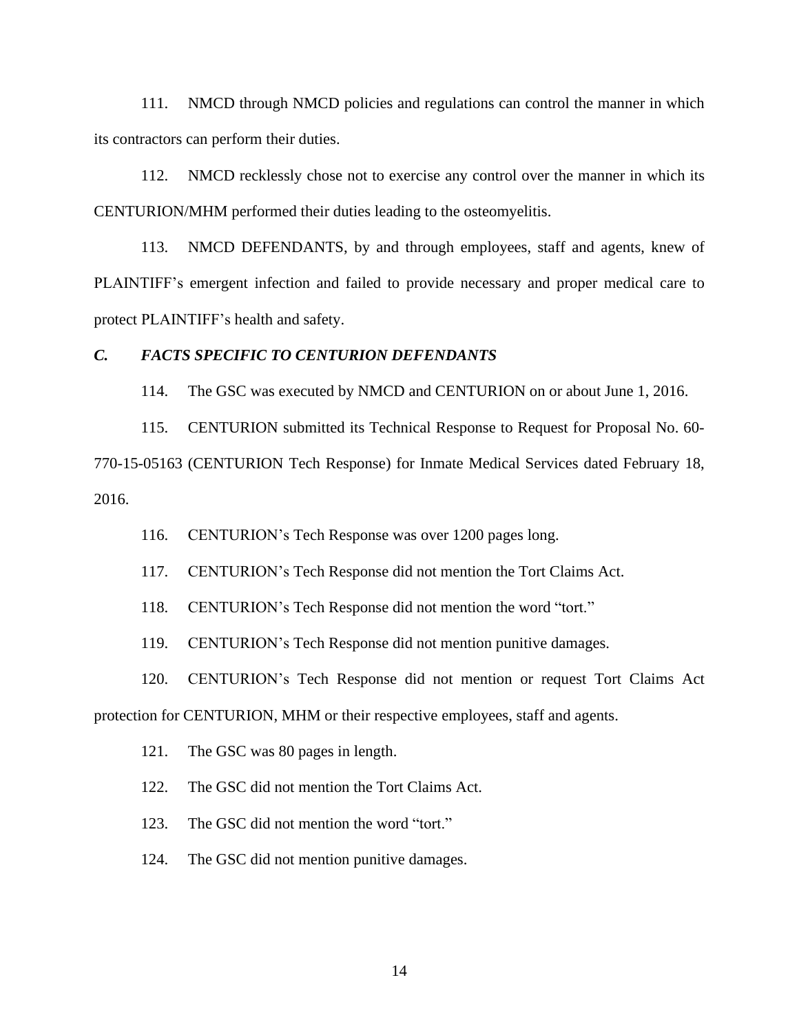111. NMCD through NMCD policies and regulations can control the manner in which its contractors can perform their duties.

112. NMCD recklessly chose not to exercise any control over the manner in which its CENTURION/MHM performed their duties leading to the osteomyelitis.

113. NMCD DEFENDANTS, by and through employees, staff and agents, knew of PLAINTIFF's emergent infection and failed to provide necessary and proper medical care to protect PLAINTIFF's health and safety.

### *C. FACTS SPECIFIC TO CENTURION DEFENDANTS*

114. The GSC was executed by NMCD and CENTURION on or about June 1, 2016.

115. CENTURION submitted its Technical Response to Request for Proposal No. 60-770-15-05163 (CENTURION Tech Response) for Inmate Medical Services dated February 18, 2016.

116. CENTURION's Tech Response was over 1200 pages long.

117. CENTURION's Tech Response did not mention the Tort Claims Act.

118. CENTURION's Tech Response did not mention the word "tort."

119. CENTURION's Tech Response did not mention punitive damages.

120. CENTURION's Tech Response did not mention or request Tort Claims Act protection for CENTURION, MHM or their respective employees, staff and agents.

121. The GSC was 80 pages in length.

122. The GSC did not mention the Tort Claims Act.

123. The GSC did not mention the word "tort."

124. The GSC did not mention punitive damages.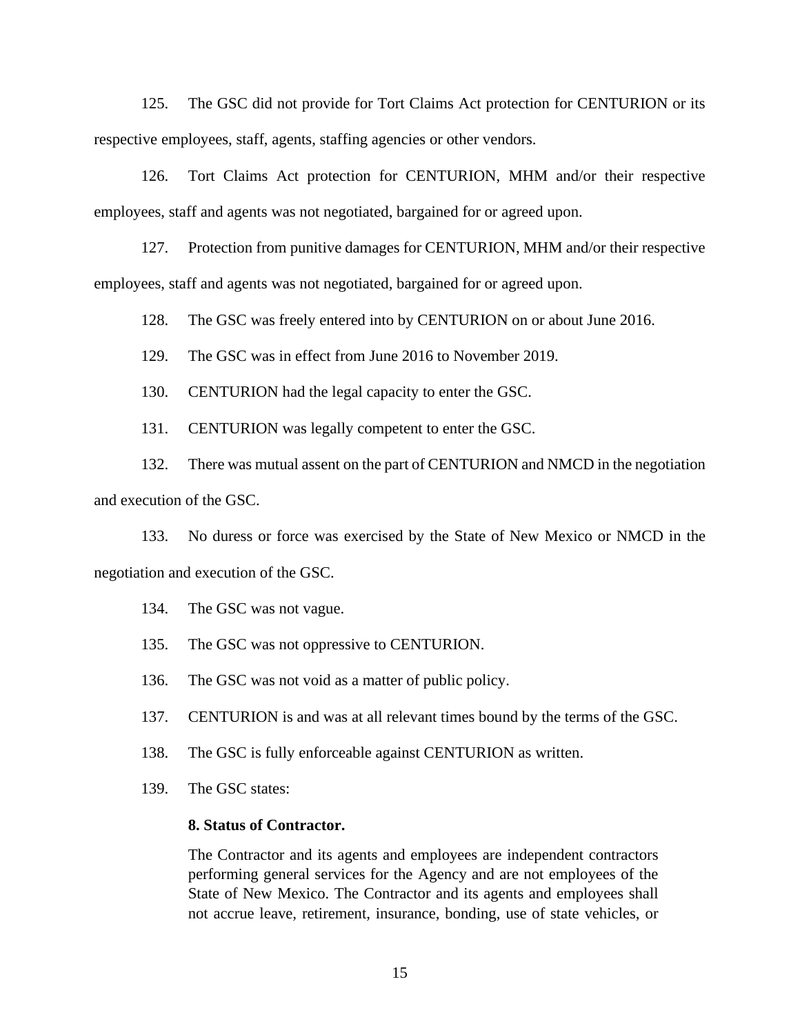125. The GSC did not provide for Tort Claims Act protection for CENTURION or its respective employees, staff, agents, staffing agencies or other vendors.

126. Tort Claims Act protection for CENTURION, MHM and/or their respective employees, staff and agents was not negotiated, bargained for or agreed upon.

127. Protection from punitive damages for CENTURION, MHM and/or their respective employees, staff and agents was not negotiated, bargained for or agreed upon.

128. The GSC was freely entered into by CENTURION on or about June 2016.

129. The GSC was in effect from June 2016 to November 2019.

130. CENTURION had the legal capacity to enter the GSC.

131. CENTURION was legally competent to enter the GSC.

132. There was mutual assent on the part of CENTURION and NMCD in the negotiation and execution of the GSC.

133. No duress or force was exercised by the State of New Mexico or NMCD in the negotiation and execution of the GSC.

134. The GSC was not vague.

135. The GSC was not oppressive to CENTURION.

136. The GSC was not void as a matter of public policy.

137. CENTURION is and was at all relevant times bound by the terms of the GSC.

138. The GSC is fully enforceable against CENTURION as written.

139. The GSC states:

> **8. Status of Contractor.**
>
> The Contractor and its agents and employees are independent contractors performing general services for the Agency and are not employees of the State of New Mexico. The Contractor and its agents and employees shall not accrue leave, retirement, insurance, bonding, use of state vehicles, or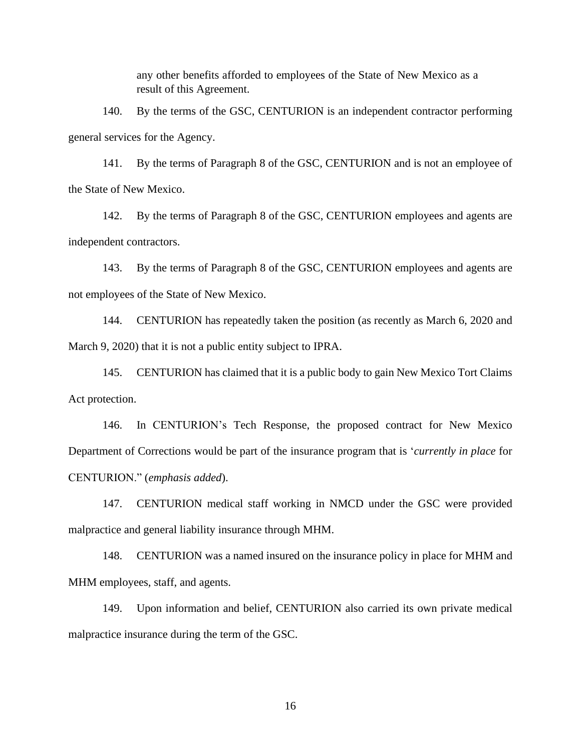> any other benefits afforded to employees of the State of New Mexico as a result of this Agreement.

140. By the terms of the GSC, CENTURION is an independent contractor performing general services for the Agency.

141. By the terms of Paragraph 8 of the GSC, CENTURION and is not an employee of the State of New Mexico.

142. By the terms of Paragraph 8 of the GSC, CENTURION employees and agents are independent contractors.

143. By the terms of Paragraph 8 of the GSC, CENTURION employees and agents are not employees of the State of New Mexico.

144. CENTURION has repeatedly taken the position (as recently as March 6, 2020 and March 9, 2020) that it is not a public entity subject to IPRA.

145. CENTURION has claimed that it is a public body to gain New Mexico Tort Claims Act protection.

146. In CENTURION's Tech Response, the proposed contract for New Mexico Department of Corrections would be part of the insurance program that is '*currently in place* for CENTURION." (*emphasis added*).

147. CENTURION medical staff working in NMCD under the GSC were provided malpractice and general liability insurance through MHM.

148. CENTURION was a named insured on the insurance policy in place for MHM and MHM employees, staff, and agents.

149. Upon information and belief, CENTURION also carried its own private medical malpractice insurance during the term of the GSC.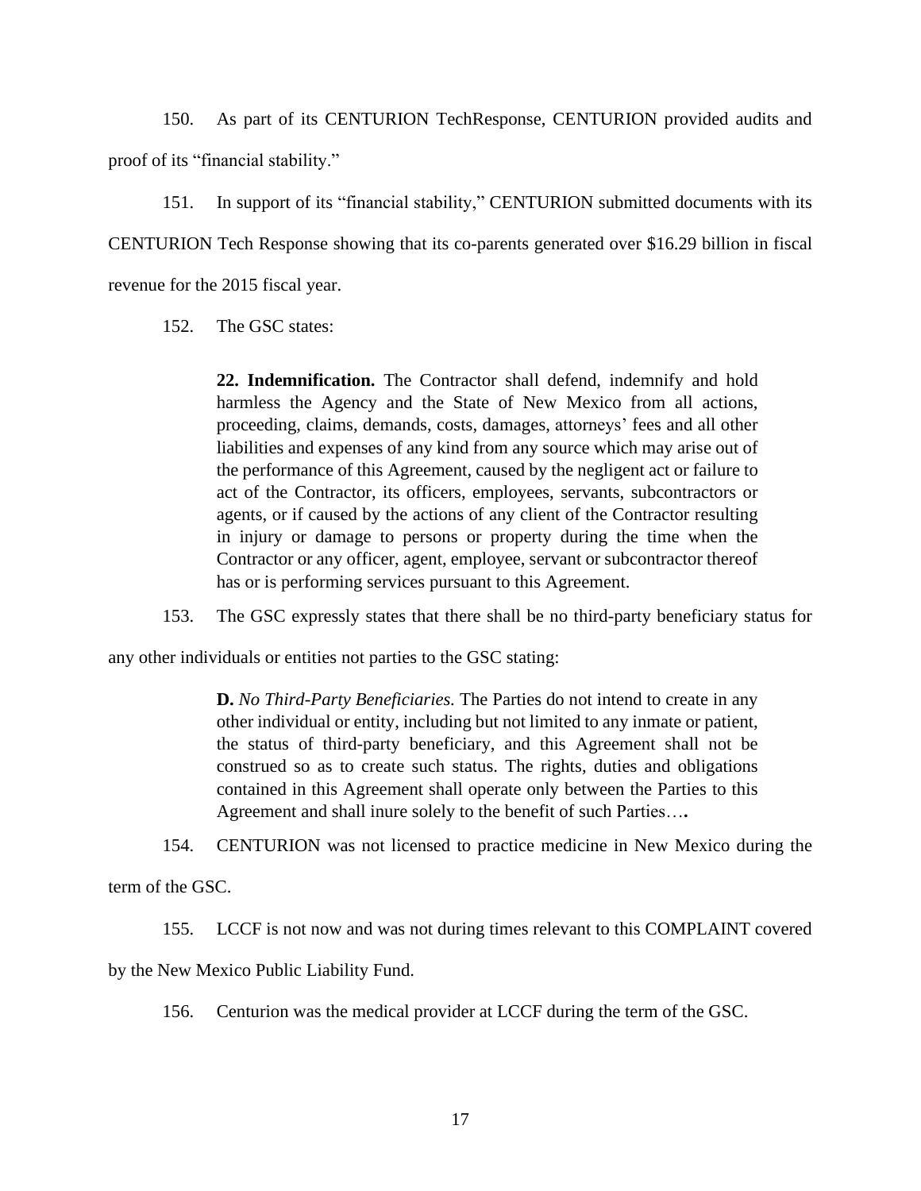150. As part of its CENTURION TechResponse, CENTURION provided audits and proof of its "financial stability."

151. In support of its "financial stability," CENTURION submitted documents with its CENTURION Tech Response showing that its co-parents generated over $16.29 billion in fiscal revenue for the 2015 fiscal year.

152. The GSC states:

> **22. Indemnification.** The Contractor shall defend, indemnify and hold harmless the Agency and the State of New Mexico from all actions, proceeding, claims, demands, costs, damages, attorneys' fees and all other liabilities and expenses of any kind from any source which may arise out of the performance of this Agreement, caused by the negligent act or failure to act of the Contractor, its officers, employees, servants, subcontractors or agents, or if caused by the actions of any client of the Contractor resulting in injury or damage to persons or property during the time when the Contractor or any officer, agent, employee, servant or subcontractor thereof has or is performing services pursuant to this Agreement.

153. The GSC expressly states that there shall be no third-party beneficiary status for any other individuals or entities not parties to the GSC stating:

> **D.** *No Third-Party Beneficiaries.* The Parties do not intend to create in any other individual or entity, including but not limited to any inmate or patient, the status of third-party beneficiary, and this Agreement shall not be construed so as to create such status. The rights, duties and obligations contained in this Agreement shall operate only between the Parties to this Agreement and shall inure solely to the benefit of such Parties….

154. CENTURION was not licensed to practice medicine in New Mexico during the term of the GSC.

155. LCCF is not now and was not during times relevant to this COMPLAINT covered by the New Mexico Public Liability Fund.

156. Centurion was the medical provider at LCCF during the term of the GSC.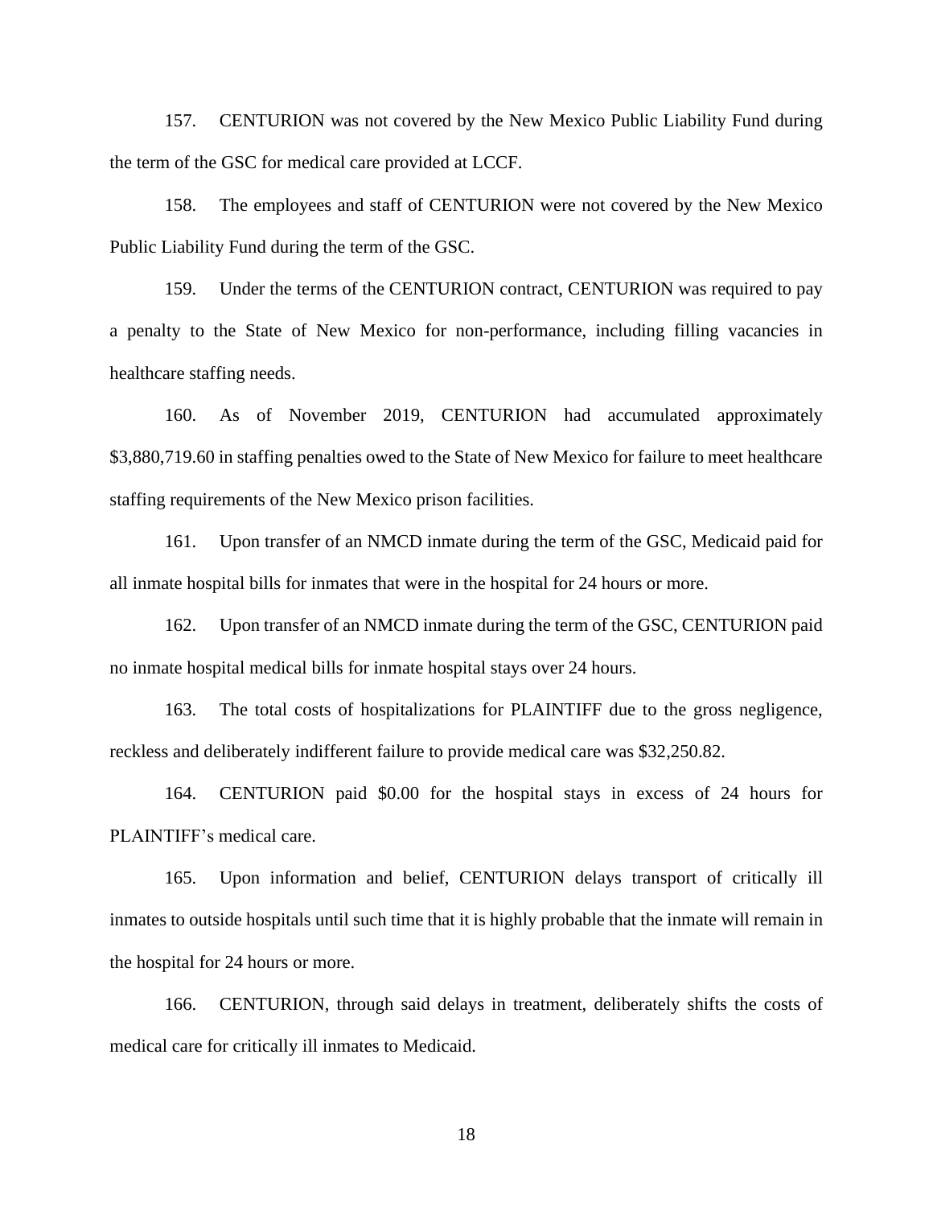157. CENTURION was not covered by the New Mexico Public Liability Fund during the term of the GSC for medical care provided at LCCF.

158. The employees and staff of CENTURION were not covered by the New Mexico Public Liability Fund during the term of the GSC.

159. Under the terms of the CENTURION contract, CENTURION was required to pay a penalty to the State of New Mexico for non-performance, including filling vacancies in healthcare staffing needs.

160. As of November 2019, CENTURION had accumulated approximately $3,880,719.60 in staffing penalties owed to the State of New Mexico for failure to meet healthcare staffing requirements of the New Mexico prison facilities.

161. Upon transfer of an NMCD inmate during the term of the GSC, Medicaid paid for all inmate hospital bills for inmates that were in the hospital for 24 hours or more.

162. Upon transfer of an NMCD inmate during the term of the GSC, CENTURION paid no inmate hospital medical bills for inmate hospital stays over 24 hours.

163. The total costs of hospitalizations for PLAINTIFF due to the gross negligence, reckless and deliberately indifferent failure to provide medical care was $32,250.82.

164. CENTURION paid $0.00 for the hospital stays in excess of 24 hours for PLAINTIFF's medical care.

165. Upon information and belief, CENTURION delays transport of critically ill inmates to outside hospitals until such time that it is highly probable that the inmate will remain in the hospital for 24 hours or more.

166. CENTURION, through said delays in treatment, deliberately shifts the costs of medical care for critically ill inmates to Medicaid.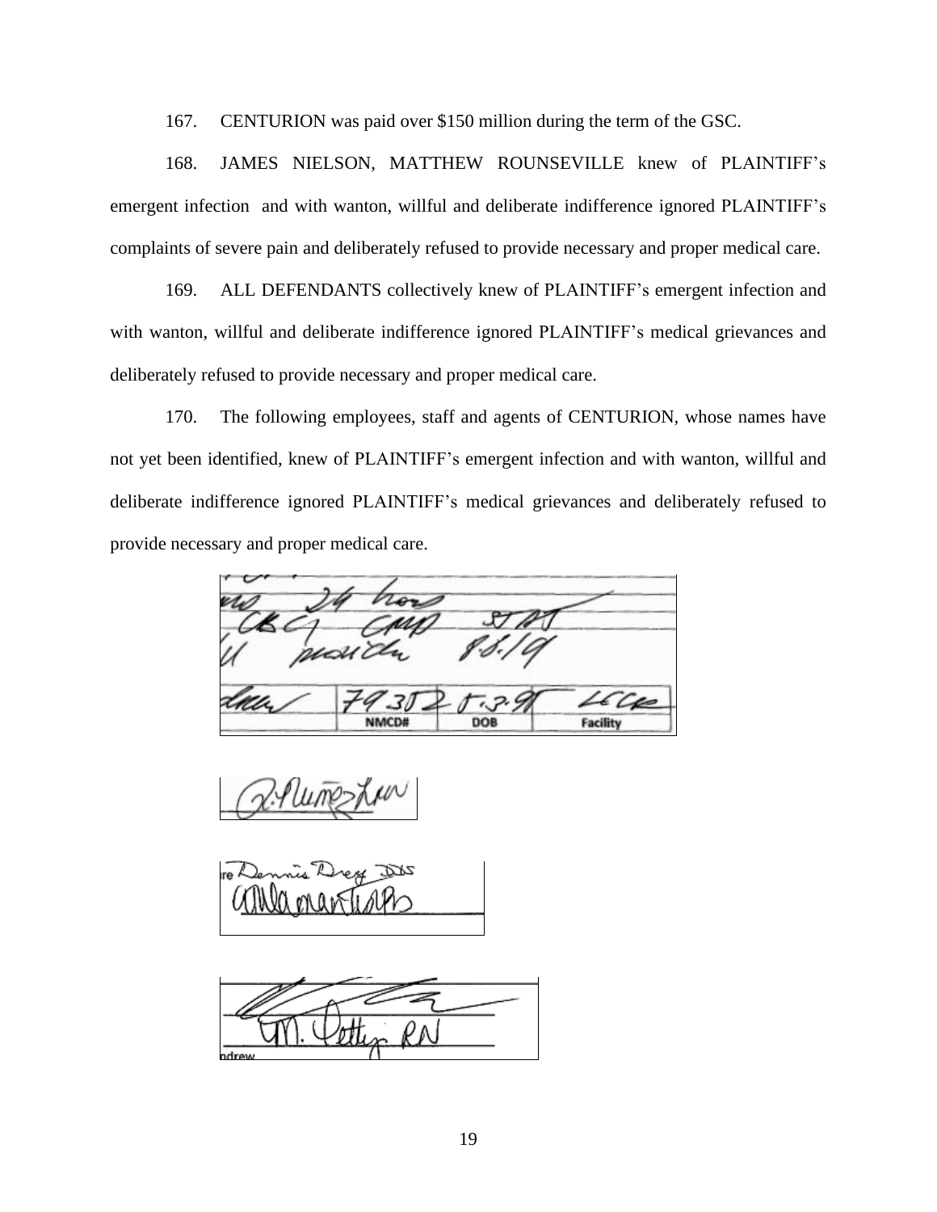167. CENTURION was paid over $150 million during the term of the GSC.

168. JAMES NIELSON, MATTHEW ROUNSEVILLE knew of PLAINTIFF's emergent infection and with wanton, willful and deliberate indifference ignored PLAINTIFF's complaints of severe pain and deliberately refused to provide necessary and proper medical care.

169. ALL DEFENDANTS collectively knew of PLAINTIFF's emergent infection and with wanton, willful and deliberate indifference ignored PLAINTIFF's medical grievances and deliberately refused to provide necessary and proper medical care.

170. The following employees, staff and agents of CENTURION, whose names have not yet been identified, knew of PLAINTIFF's emergent infection and with wanton, willful and deliberate indifference ignored PLAINTIFF's medical grievances and deliberately refused to provide necessary and proper medical care.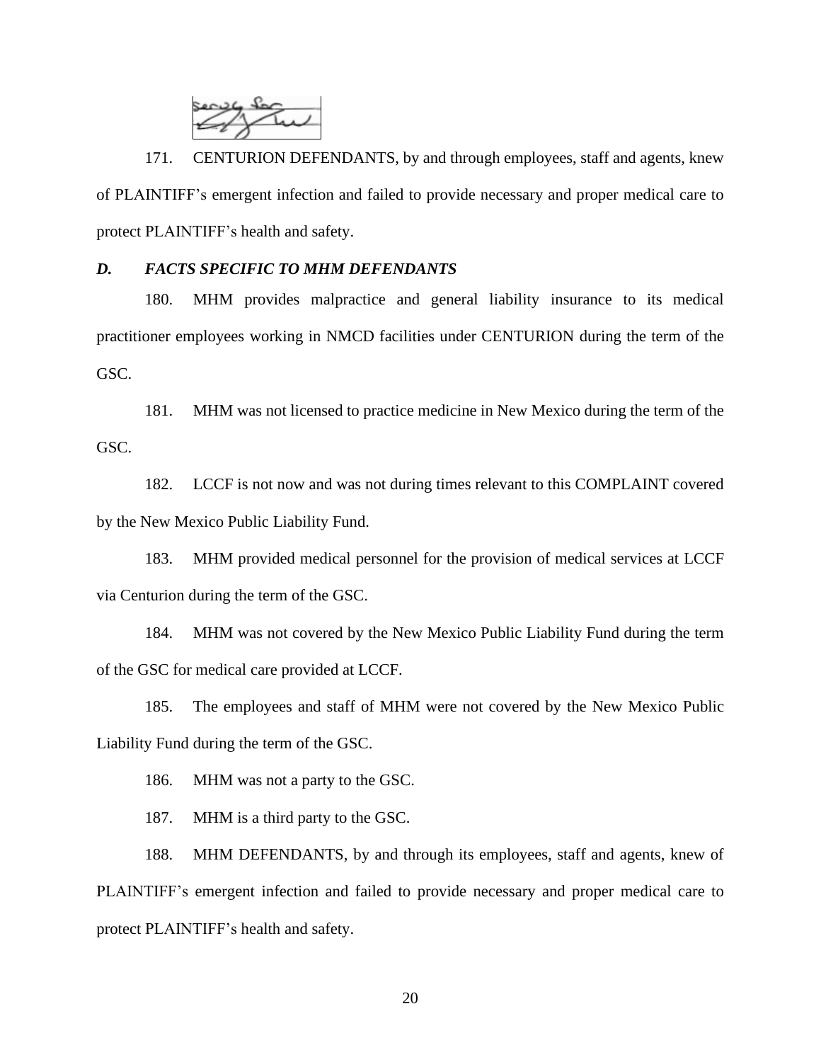171. CENTURION DEFENDANTS, by and through employees, staff and agents, knew of PLAINTIFF's emergent infection and failed to provide necessary and proper medical care to protect PLAINTIFF's health and safety.

### *D. FACTS SPECIFIC TO MHM DEFENDANTS*

180. MHM provides malpractice and general liability insurance to its medical practitioner employees working in NMCD facilities under CENTURION during the term of the GSC.

181. MHM was not licensed to practice medicine in New Mexico during the term of the GSC.

182. LCCF is not now and was not during times relevant to this COMPLAINT covered by the New Mexico Public Liability Fund.

183. MHM provided medical personnel for the provision of medical services at LCCF via Centurion during the term of the GSC.

184. MHM was not covered by the New Mexico Public Liability Fund during the term of the GSC for medical care provided at LCCF.

185. The employees and staff of MHM were not covered by the New Mexico Public Liability Fund during the term of the GSC.

186. MHM was not a party to the GSC.

187. MHM is a third party to the GSC.

188. MHM DEFENDANTS, by and through its employees, staff and agents, knew of PLAINTIFF's emergent infection and failed to provide necessary and proper medical care to protect PLAINTIFF's health and safety.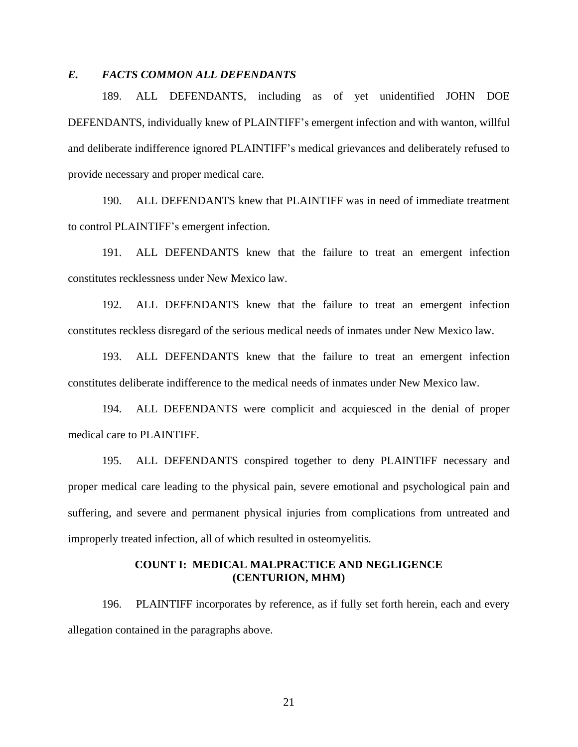### *E. FACTS COMMON ALL DEFENDANTS*

189. ALL DEFENDANTS, including as of yet unidentified JOHN DOE DEFENDANTS, individually knew of PLAINTIFF's emergent infection and with wanton, willful and deliberate indifference ignored PLAINTIFF's medical grievances and deliberately refused to provide necessary and proper medical care.

190. ALL DEFENDANTS knew that PLAINTIFF was in need of immediate treatment to control PLAINTIFF's emergent infection.

191. ALL DEFENDANTS knew that the failure to treat an emergent infection constitutes recklessness under New Mexico law.

192. ALL DEFENDANTS knew that the failure to treat an emergent infection constitutes reckless disregard of the serious medical needs of inmates under New Mexico law.

193. ALL DEFENDANTS knew that the failure to treat an emergent infection constitutes deliberate indifference to the medical needs of inmates under New Mexico law.

194. ALL DEFENDANTS were complicit and acquiesced in the denial of proper medical care to PLAINTIFF.

195. ALL DEFENDANTS conspired together to deny PLAINTIFF necessary and proper medical care leading to the physical pain, severe emotional and psychological pain and suffering, and severe and permanent physical injuries from complications from untreated and improperly treated infection, all of which resulted in osteomyelitis.

## COUNT I: MEDICAL MALPRACTICE AND NEGLIGENCE (CENTURION, MHM)

196. PLAINTIFF incorporates by reference, as if fully set forth herein, each and every allegation contained in the paragraphs above.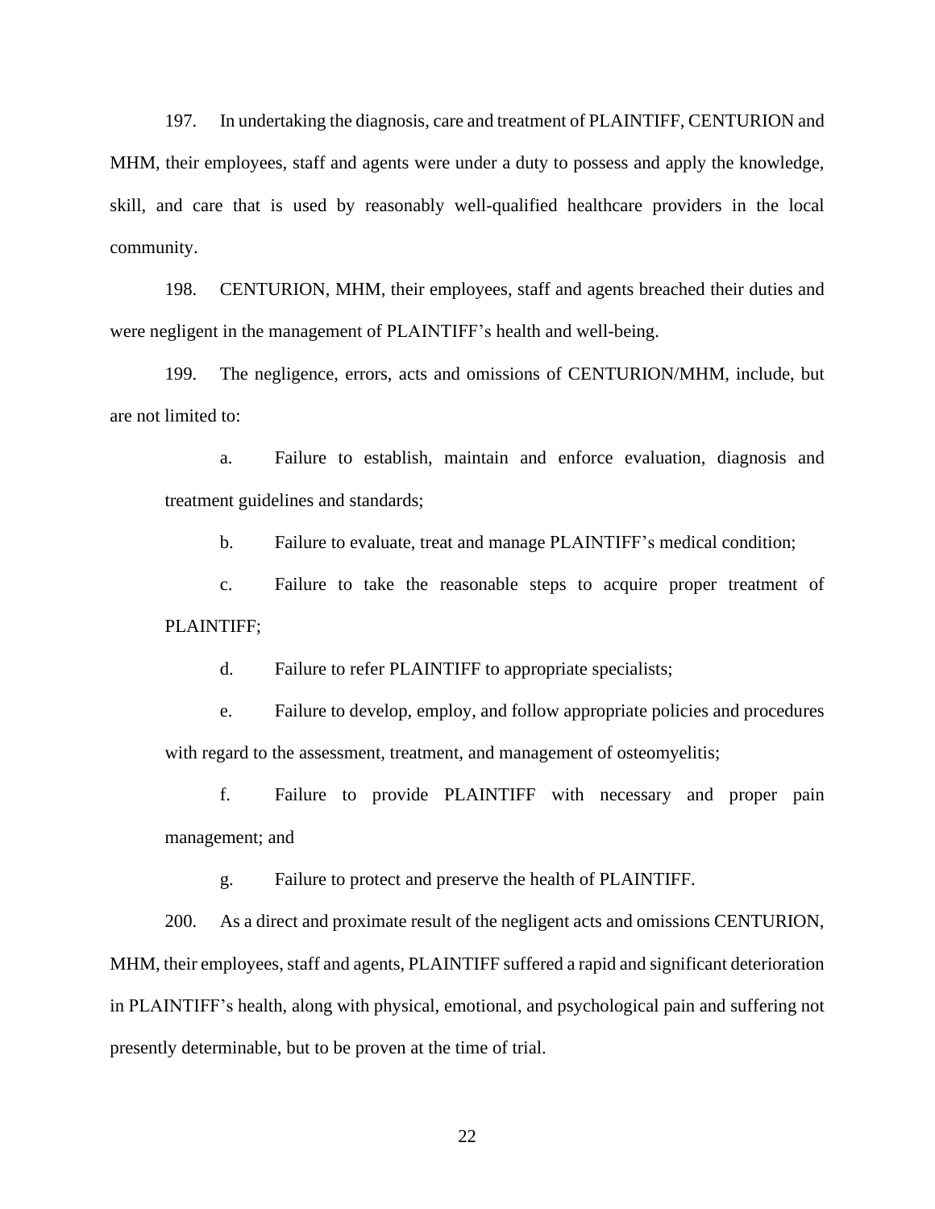197. In undertaking the diagnosis, care and treatment of PLAINTIFF, CENTURION and MHM, their employees, staff and agents were under a duty to possess and apply the knowledge, skill, and care that is used by reasonably well-qualified healthcare providers in the local community.

198. CENTURION, MHM, their employees, staff and agents breached their duties and were negligent in the management of PLAINTIFF's health and well-being.

199. The negligence, errors, acts and omissions of CENTURION/MHM, include, but are not limited to:

> a. Failure to establish, maintain and enforce evaluation, diagnosis and treatment guidelines and standards;
>
> b. Failure to evaluate, treat and manage PLAINTIFF's medical condition;
>
> c. Failure to take the reasonable steps to acquire proper treatment of PLAINTIFF;
>
> d. Failure to refer PLAINTIFF to appropriate specialists;
>
> e. Failure to develop, employ, and follow appropriate policies and procedures with regard to the assessment, treatment, and management of osteomyelitis;
>
> f. Failure to provide PLAINTIFF with necessary and proper pain management; and
>
> g. Failure to protect and preserve the health of PLAINTIFF.

200. As a direct and proximate result of the negligent acts and omissions CENTURION, MHM, their employees, staff and agents, PLAINTIFF suffered a rapid and significant deterioration in PLAINTIFF's health, along with physical, emotional, and psychological pain and suffering not presently determinable, but to be proven at the time of trial.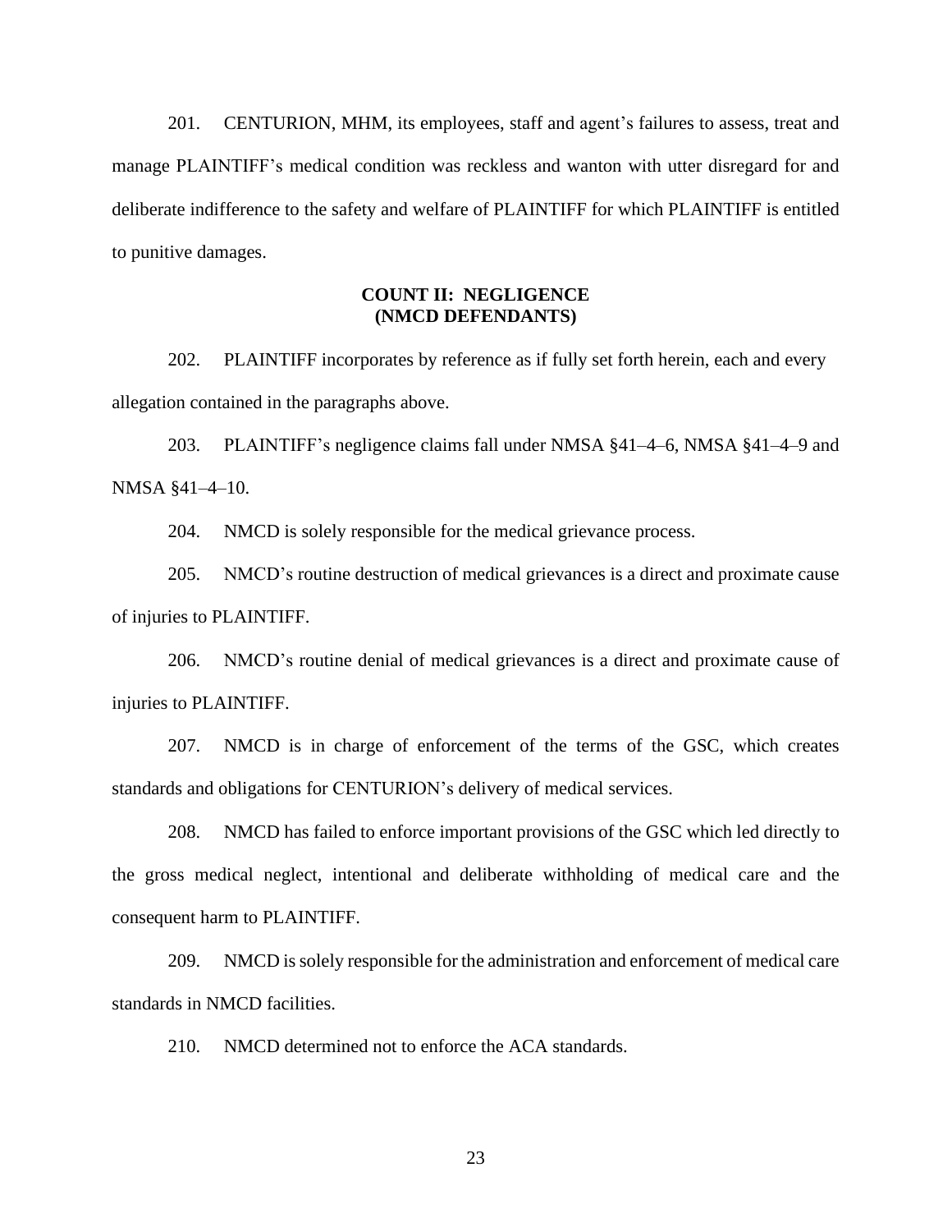201. CENTURION, MHM, its employees, staff and agent's failures to assess, treat and manage PLAINTIFF's medical condition was reckless and wanton with utter disregard for and deliberate indifference to the safety and welfare of PLAINTIFF for which PLAINTIFF is entitled to punitive damages.

**COUNT II: NEGLIGENCE**
**(NMCD DEFENDANTS)**

202. PLAINTIFF incorporates by reference as if fully set forth herein, each and every allegation contained in the paragraphs above.

203. PLAINTIFF's negligence claims fall under NMSA §41–4–6, NMSA §41–4–9 and NMSA §41–4–10.

204. NMCD is solely responsible for the medical grievance process.

205. NMCD's routine destruction of medical grievances is a direct and proximate cause of injuries to PLAINTIFF.

206. NMCD's routine denial of medical grievances is a direct and proximate cause of injuries to PLAINTIFF.

207. NMCD is in charge of enforcement of the terms of the GSC, which creates standards and obligations for CENTURION's delivery of medical services.

208. NMCD has failed to enforce important provisions of the GSC which led directly to the gross medical neglect, intentional and deliberate withholding of medical care and the consequent harm to PLAINTIFF.

209. NMCD is solely responsible for the administration and enforcement of medical care standards in NMCD facilities.

210. NMCD determined not to enforce the ACA standards.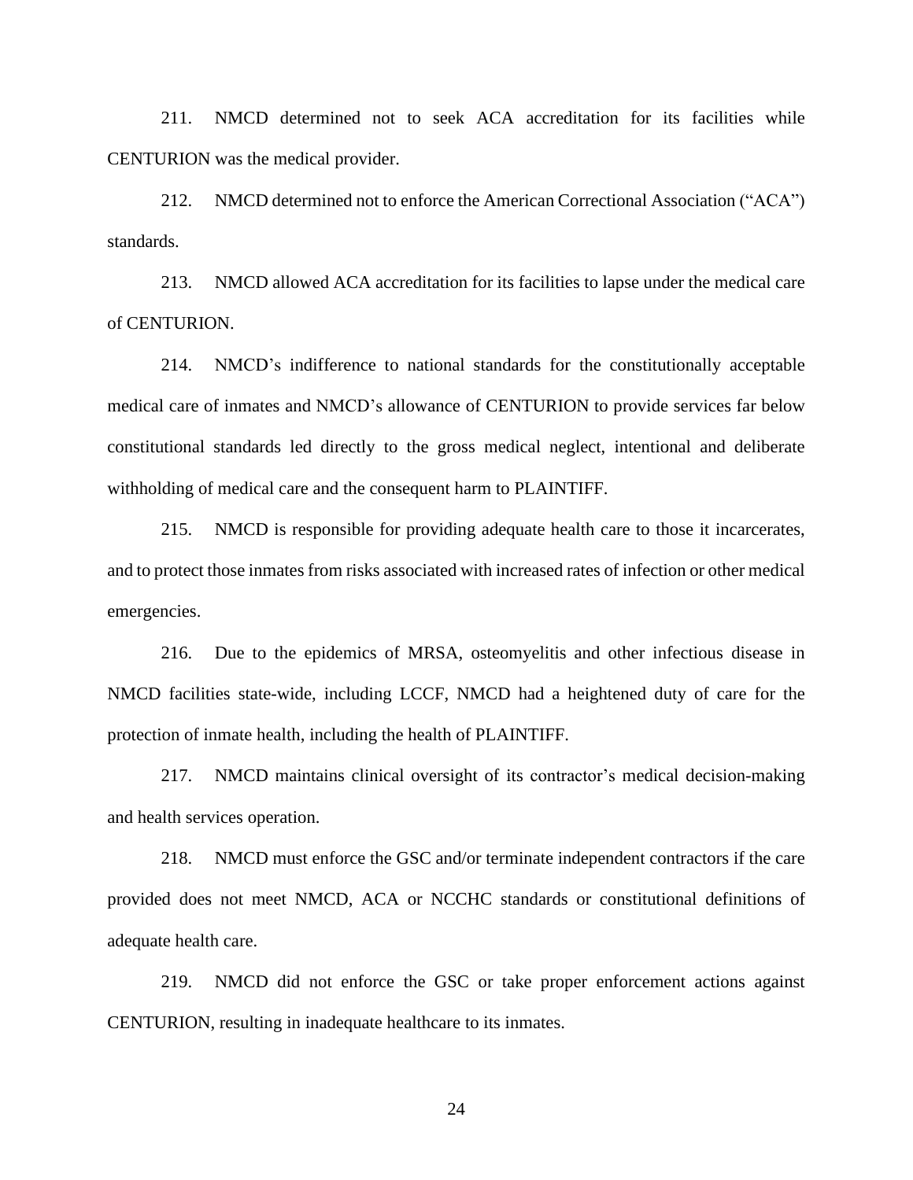211. NMCD determined not to seek ACA accreditation for its facilities while CENTURION was the medical provider.

212. NMCD determined not to enforce the American Correctional Association ("ACA") standards.

213. NMCD allowed ACA accreditation for its facilities to lapse under the medical care of CENTURION.

214. NMCD's indifference to national standards for the constitutionally acceptable medical care of inmates and NMCD's allowance of CENTURION to provide services far below constitutional standards led directly to the gross medical neglect, intentional and deliberate withholding of medical care and the consequent harm to PLAINTIFF.

215. NMCD is responsible for providing adequate health care to those it incarcerates, and to protect those inmates from risks associated with increased rates of infection or other medical emergencies.

216. Due to the epidemics of MRSA, osteomyelitis and other infectious disease in NMCD facilities state-wide, including LCCF, NMCD had a heightened duty of care for the protection of inmate health, including the health of PLAINTIFF.

217. NMCD maintains clinical oversight of its contractor's medical decision-making and health services operation.

218. NMCD must enforce the GSC and/or terminate independent contractors if the care provided does not meet NMCD, ACA or NCCHC standards or constitutional definitions of adequate health care.

219. NMCD did not enforce the GSC or take proper enforcement actions against CENTURION, resulting in inadequate healthcare to its inmates.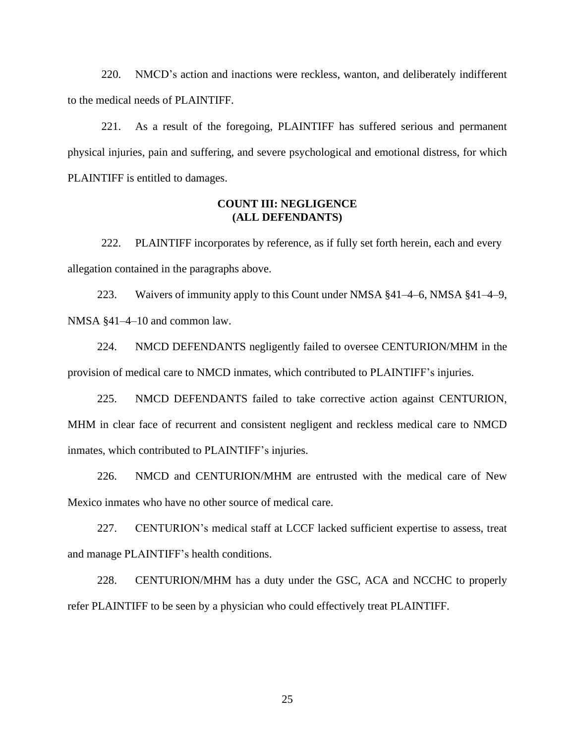220. NMCD's action and inactions were reckless, wanton, and deliberately indifferent to the medical needs of PLAINTIFF.

221. As a result of the foregoing, PLAINTIFF has suffered serious and permanent physical injuries, pain and suffering, and severe psychological and emotional distress, for which PLAINTIFF is entitled to damages.

**COUNT III: NEGLIGENCE**
**(ALL DEFENDANTS)**

222. PLAINTIFF incorporates by reference, as if fully set forth herein, each and every allegation contained in the paragraphs above.

223. Waivers of immunity apply to this Count under NMSA §41–4–6, NMSA §41–4–9, NMSA §41–4–10 and common law.

224. NMCD DEFENDANTS negligently failed to oversee CENTURION/MHM in the provision of medical care to NMCD inmates, which contributed to PLAINTIFF's injuries.

225. NMCD DEFENDANTS failed to take corrective action against CENTURION, MHM in clear face of recurrent and consistent negligent and reckless medical care to NMCD inmates, which contributed to PLAINTIFF's injuries.

226. NMCD and CENTURION/MHM are entrusted with the medical care of New Mexico inmates who have no other source of medical care.

227. CENTURION's medical staff at LCCF lacked sufficient expertise to assess, treat and manage PLAINTIFF's health conditions.

228. CENTURION/MHM has a duty under the GSC, ACA and NCCHC to properly refer PLAINTIFF to be seen by a physician who could effectively treat PLAINTIFF.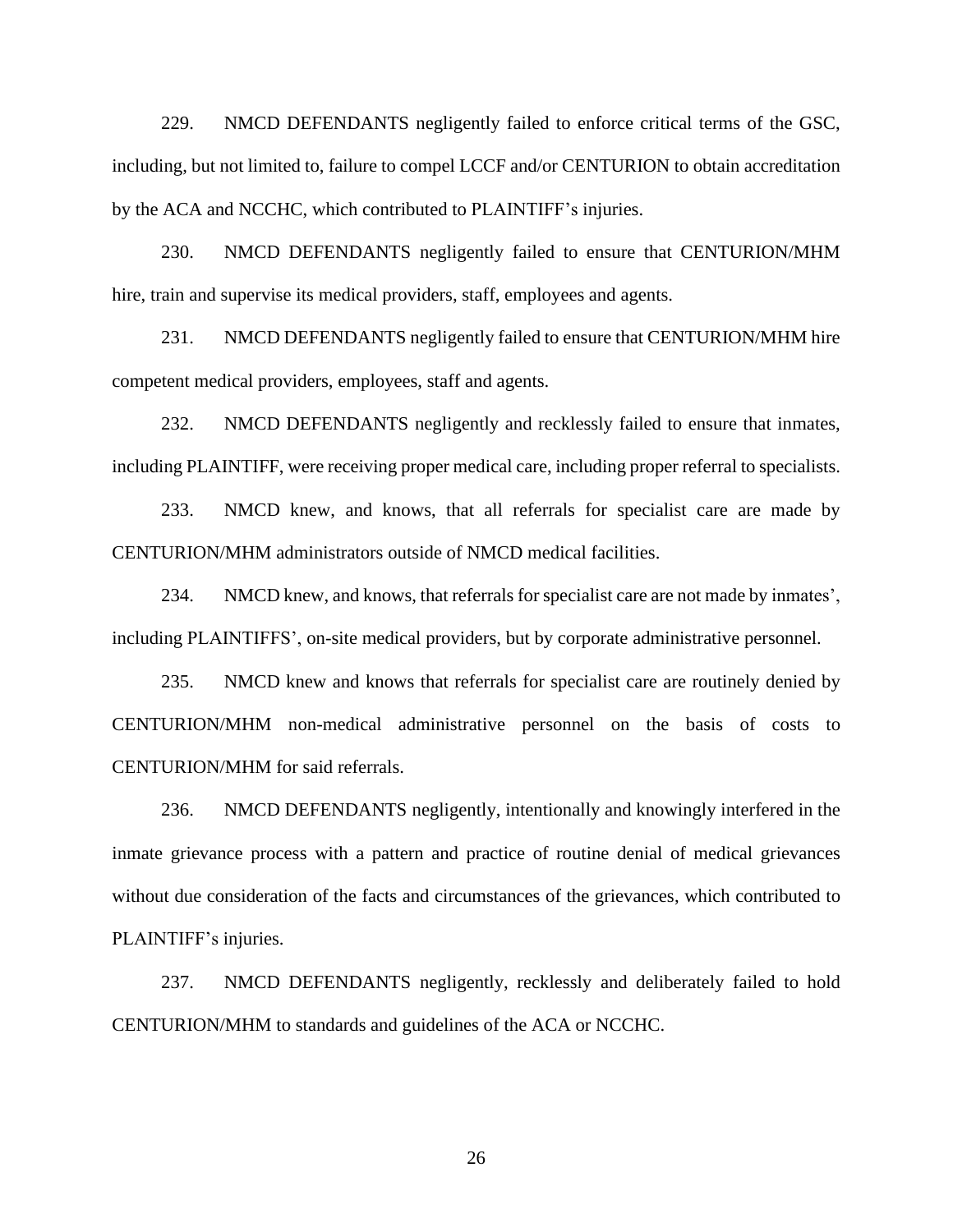229. NMCD DEFENDANTS negligently failed to enforce critical terms of the GSC, including, but not limited to, failure to compel LCCF and/or CENTURION to obtain accreditation by the ACA and NCCHC, which contributed to PLAINTIFF's injuries.

230. NMCD DEFENDANTS negligently failed to ensure that CENTURION/MHM hire, train and supervise its medical providers, staff, employees and agents.

231. NMCD DEFENDANTS negligently failed to ensure that CENTURION/MHM hire competent medical providers, employees, staff and agents.

232. NMCD DEFENDANTS negligently and recklessly failed to ensure that inmates, including PLAINTIFF, were receiving proper medical care, including proper referral to specialists.

233. NMCD knew, and knows, that all referrals for specialist care are made by CENTURION/MHM administrators outside of NMCD medical facilities.

234. NMCD knew, and knows, that referrals for specialist care are not made by inmates', including PLAINTIFFS', on-site medical providers, but by corporate administrative personnel.

235. NMCD knew and knows that referrals for specialist care are routinely denied by CENTURION/MHM non-medical administrative personnel on the basis of costs to CENTURION/MHM for said referrals.

236. NMCD DEFENDANTS negligently, intentionally and knowingly interfered in the inmate grievance process with a pattern and practice of routine denial of medical grievances without due consideration of the facts and circumstances of the grievances, which contributed to PLAINTIFF's injuries.

237. NMCD DEFENDANTS negligently, recklessly and deliberately failed to hold CENTURION/MHM to standards and guidelines of the ACA or NCCHC.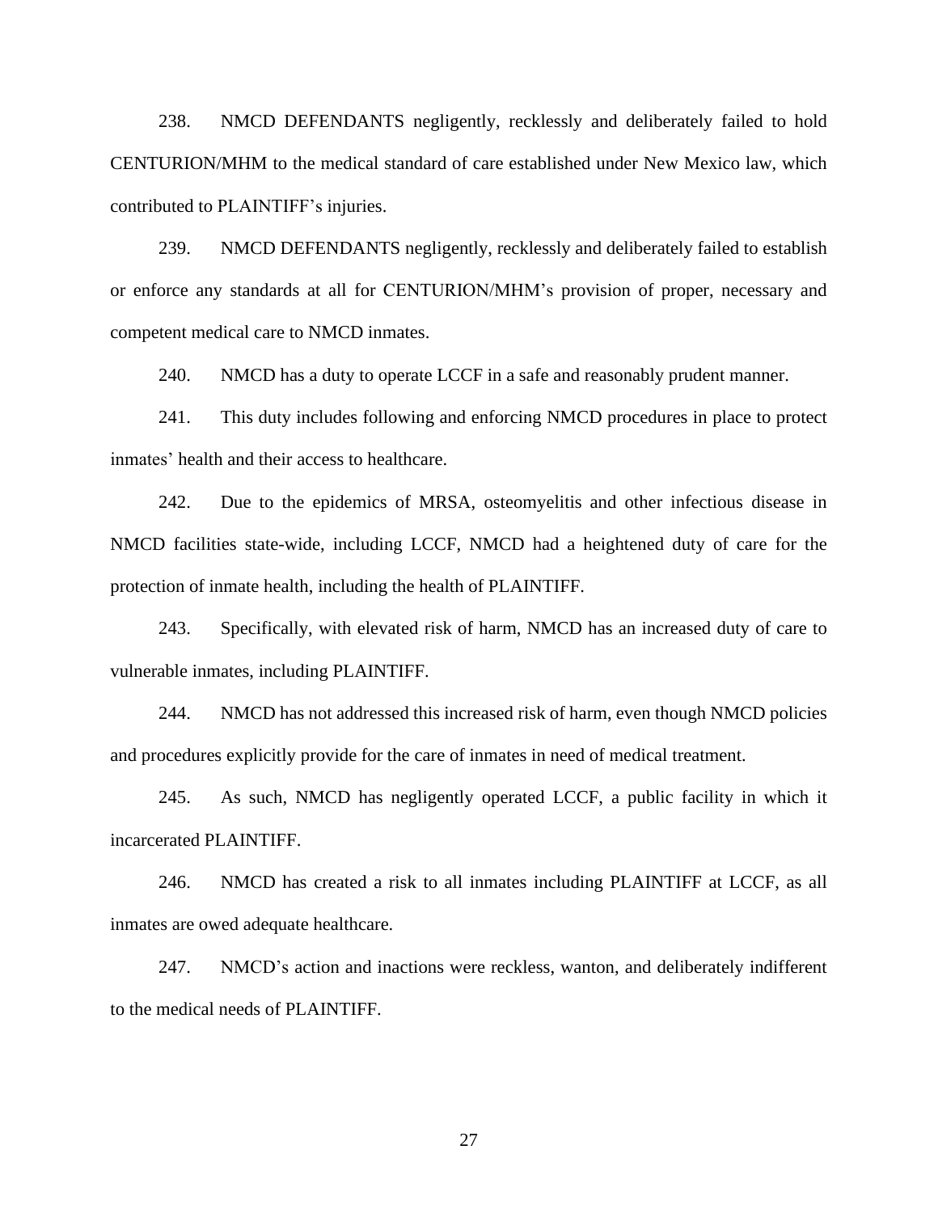238. NMCD DEFENDANTS negligently, recklessly and deliberately failed to hold CENTURION/MHM to the medical standard of care established under New Mexico law, which contributed to PLAINTIFF's injuries.

239. NMCD DEFENDANTS negligently, recklessly and deliberately failed to establish or enforce any standards at all for CENTURION/MHM's provision of proper, necessary and competent medical care to NMCD inmates.

240. NMCD has a duty to operate LCCF in a safe and reasonably prudent manner.

241. This duty includes following and enforcing NMCD procedures in place to protect inmates' health and their access to healthcare.

242. Due to the epidemics of MRSA, osteomyelitis and other infectious disease in NMCD facilities state-wide, including LCCF, NMCD had a heightened duty of care for the protection of inmate health, including the health of PLAINTIFF.

243. Specifically, with elevated risk of harm, NMCD has an increased duty of care to vulnerable inmates, including PLAINTIFF.

244. NMCD has not addressed this increased risk of harm, even though NMCD policies and procedures explicitly provide for the care of inmates in need of medical treatment.

245. As such, NMCD has negligently operated LCCF, a public facility in which it incarcerated PLAINTIFF.

246. NMCD has created a risk to all inmates including PLAINTIFF at LCCF, as all inmates are owed adequate healthcare.

247. NMCD's action and inactions were reckless, wanton, and deliberately indifferent to the medical needs of PLAINTIFF.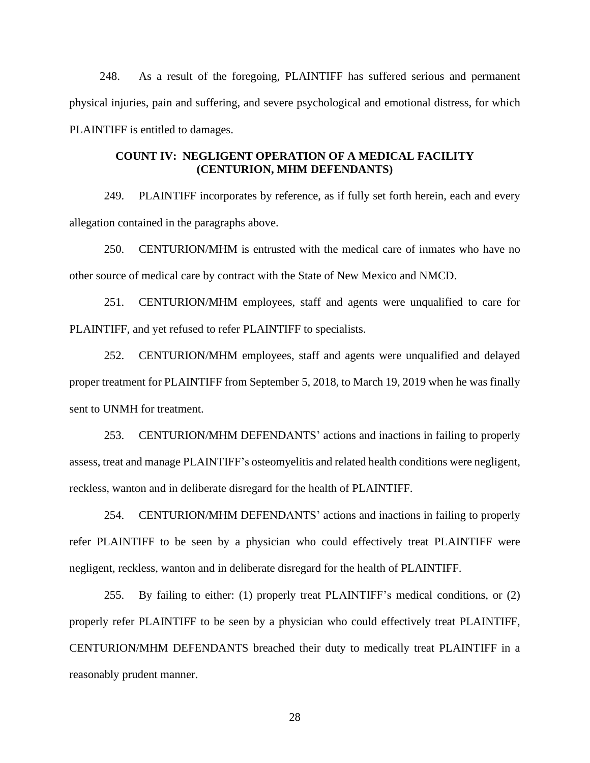248. As a result of the foregoing, PLAINTIFF has suffered serious and permanent physical injuries, pain and suffering, and severe psychological and emotional distress, for which PLAINTIFF is entitled to damages.

**COUNT IV: NEGLIGENT OPERATION OF A MEDICAL FACILITY (CENTURION, MHM DEFENDANTS)**

249. PLAINTIFF incorporates by reference, as if fully set forth herein, each and every allegation contained in the paragraphs above.

250. CENTURION/MHM is entrusted with the medical care of inmates who have no other source of medical care by contract with the State of New Mexico and NMCD.

251. CENTURION/MHM employees, staff and agents were unqualified to care for PLAINTIFF, and yet refused to refer PLAINTIFF to specialists.

252. CENTURION/MHM employees, staff and agents were unqualified and delayed proper treatment for PLAINTIFF from September 5, 2018, to March 19, 2019 when he was finally sent to UNMH for treatment.

253. CENTURION/MHM DEFENDANTS' actions and inactions in failing to properly assess, treat and manage PLAINTIFF's osteomyelitis and related health conditions were negligent, reckless, wanton and in deliberate disregard for the health of PLAINTIFF.

254. CENTURION/MHM DEFENDANTS' actions and inactions in failing to properly refer PLAINTIFF to be seen by a physician who could effectively treat PLAINTIFF were negligent, reckless, wanton and in deliberate disregard for the health of PLAINTIFF.

255. By failing to either: (1) properly treat PLAINTIFF's medical conditions, or (2) properly refer PLAINTIFF to be seen by a physician who could effectively treat PLAINTIFF, CENTURION/MHM DEFENDANTS breached their duty to medically treat PLAINTIFF in a reasonably prudent manner.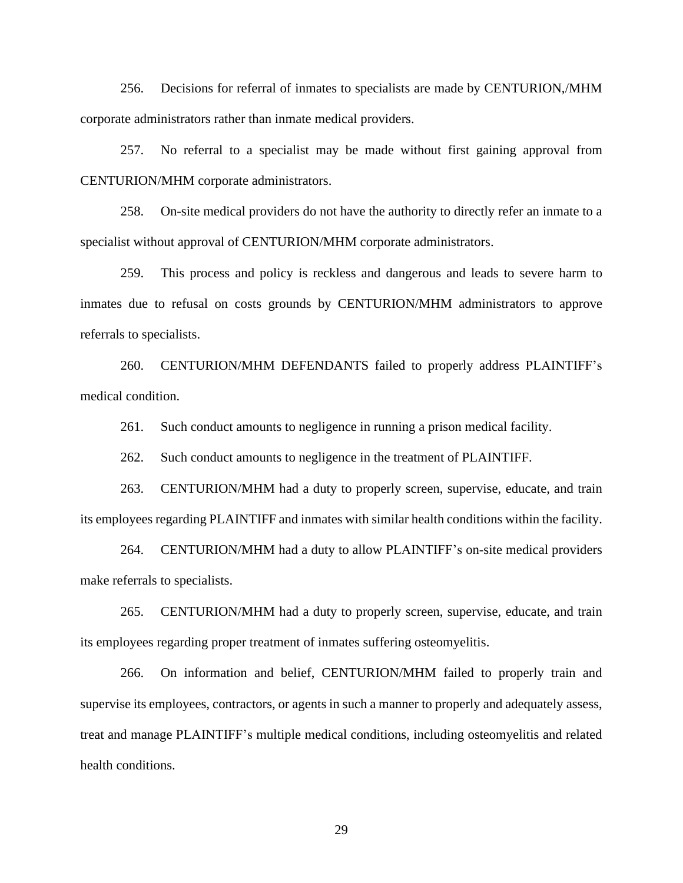256. Decisions for referral of inmates to specialists are made by CENTURION,/MHM corporate administrators rather than inmate medical providers.

257. No referral to a specialist may be made without first gaining approval from CENTURION/MHM corporate administrators.

258. On-site medical providers do not have the authority to directly refer an inmate to a specialist without approval of CENTURION/MHM corporate administrators.

259. This process and policy is reckless and dangerous and leads to severe harm to inmates due to refusal on costs grounds by CENTURION/MHM administrators to approve referrals to specialists.

260. CENTURION/MHM DEFENDANTS failed to properly address PLAINTIFF's medical condition.

261. Such conduct amounts to negligence in running a prison medical facility.

262. Such conduct amounts to negligence in the treatment of PLAINTIFF.

263. CENTURION/MHM had a duty to properly screen, supervise, educate, and train its employees regarding PLAINTIFF and inmates with similar health conditions within the facility.

264. CENTURION/MHM had a duty to allow PLAINTIFF's on-site medical providers make referrals to specialists.

265. CENTURION/MHM had a duty to properly screen, supervise, educate, and train its employees regarding proper treatment of inmates suffering osteomyelitis.

266. On information and belief, CENTURION/MHM failed to properly train and supervise its employees, contractors, or agents in such a manner to properly and adequately assess, treat and manage PLAINTIFF's multiple medical conditions, including osteomyelitis and related health conditions.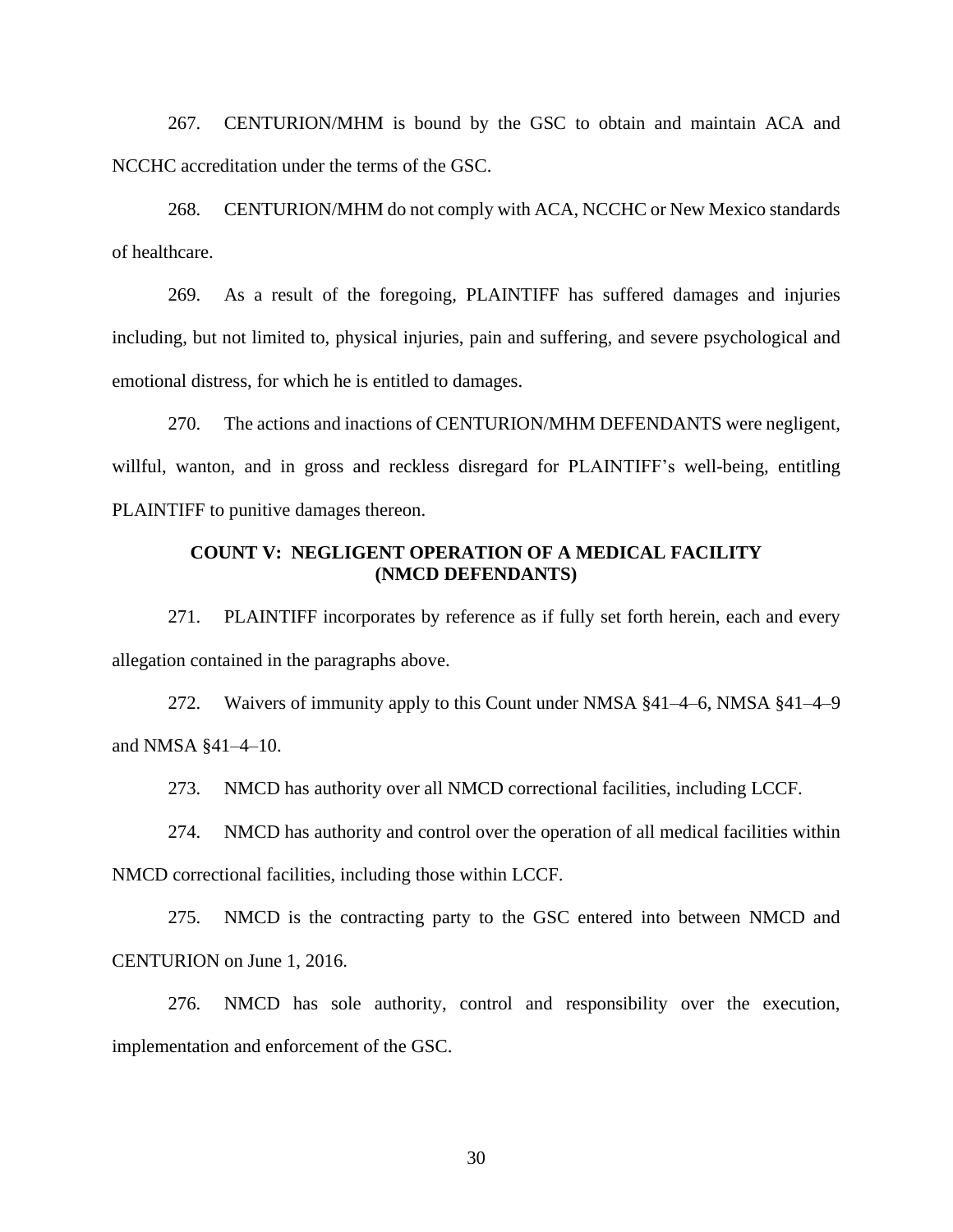267. CENTURION/MHM is bound by the GSC to obtain and maintain ACA and NCCHC accreditation under the terms of the GSC.

268. CENTURION/MHM do not comply with ACA, NCCHC or New Mexico standards of healthcare.

269. As a result of the foregoing, PLAINTIFF has suffered damages and injuries including, but not limited to, physical injuries, pain and suffering, and severe psychological and emotional distress, for which he is entitled to damages.

270. The actions and inactions of CENTURION/MHM DEFENDANTS were negligent, willful, wanton, and in gross and reckless disregard for PLAINTIFF's well-being, entitling PLAINTIFF to punitive damages thereon.

**COUNT V: NEGLIGENT OPERATION OF A MEDICAL FACILITY (NMCD DEFENDANTS)**

271. PLAINTIFF incorporates by reference as if fully set forth herein, each and every allegation contained in the paragraphs above.

272. Waivers of immunity apply to this Count under NMSA §41–4–6, NMSA §41–4–9 and NMSA §41–4–10.

273. NMCD has authority over all NMCD correctional facilities, including LCCF.

274. NMCD has authority and control over the operation of all medical facilities within NMCD correctional facilities, including those within LCCF.

275. NMCD is the contracting party to the GSC entered into between NMCD and CENTURION on June 1, 2016.

276. NMCD has sole authority, control and responsibility over the execution, implementation and enforcement of the GSC.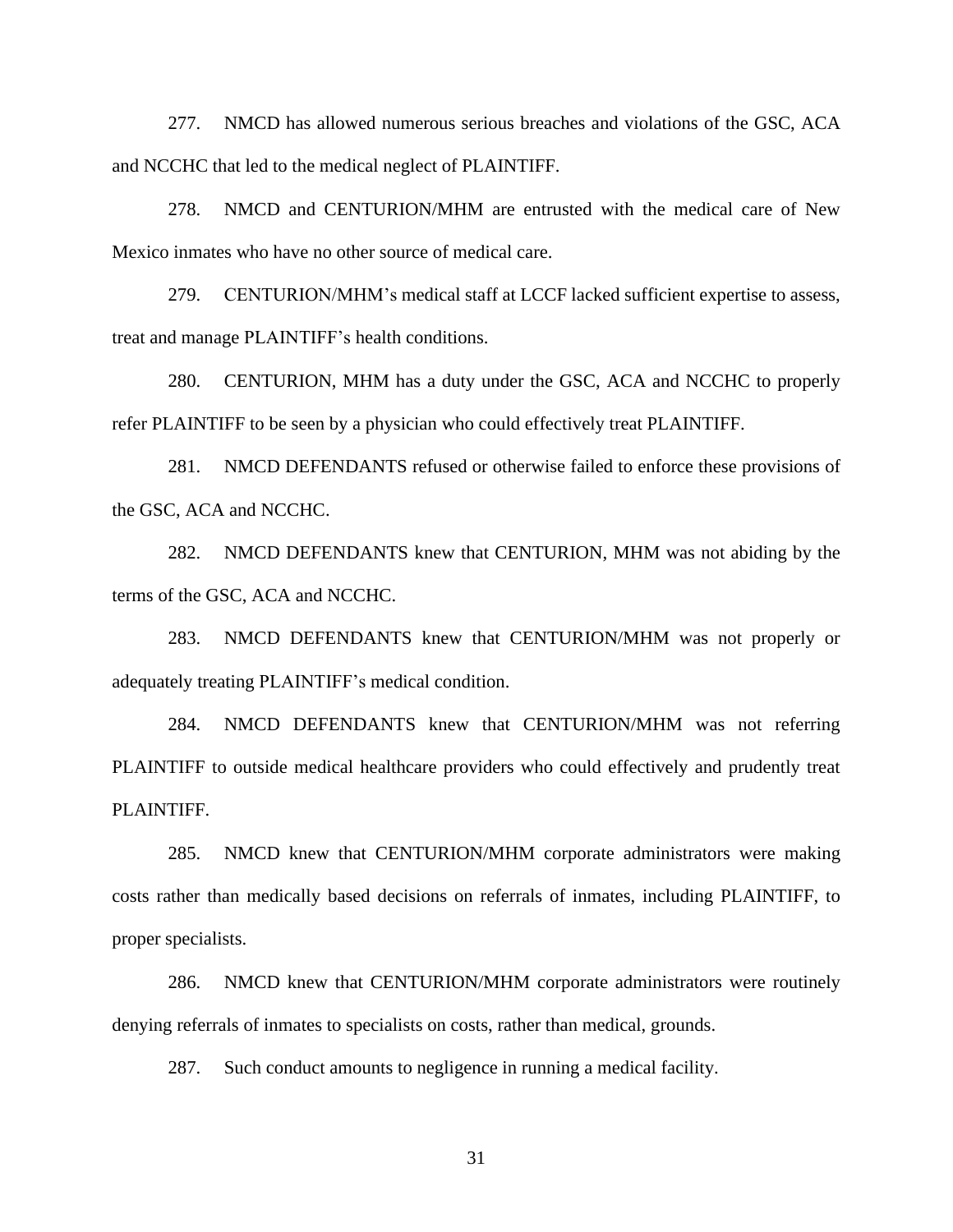277. NMCD has allowed numerous serious breaches and violations of the GSC, ACA and NCCHC that led to the medical neglect of PLAINTIFF.

278. NMCD and CENTURION/MHM are entrusted with the medical care of New Mexico inmates who have no other source of medical care.

279. CENTURION/MHM's medical staff at LCCF lacked sufficient expertise to assess, treat and manage PLAINTIFF's health conditions.

280. CENTURION, MHM has a duty under the GSC, ACA and NCCHC to properly refer PLAINTIFF to be seen by a physician who could effectively treat PLAINTIFF.

281. NMCD DEFENDANTS refused or otherwise failed to enforce these provisions of the GSC, ACA and NCCHC.

282. NMCD DEFENDANTS knew that CENTURION, MHM was not abiding by the terms of the GSC, ACA and NCCHC.

283. NMCD DEFENDANTS knew that CENTURION/MHM was not properly or adequately treating PLAINTIFF's medical condition.

284. NMCD DEFENDANTS knew that CENTURION/MHM was not referring PLAINTIFF to outside medical healthcare providers who could effectively and prudently treat PLAINTIFF.

285. NMCD knew that CENTURION/MHM corporate administrators were making costs rather than medically based decisions on referrals of inmates, including PLAINTIFF, to proper specialists.

286. NMCD knew that CENTURION/MHM corporate administrators were routinely denying referrals of inmates to specialists on costs, rather than medical, grounds.

287. Such conduct amounts to negligence in running a medical facility.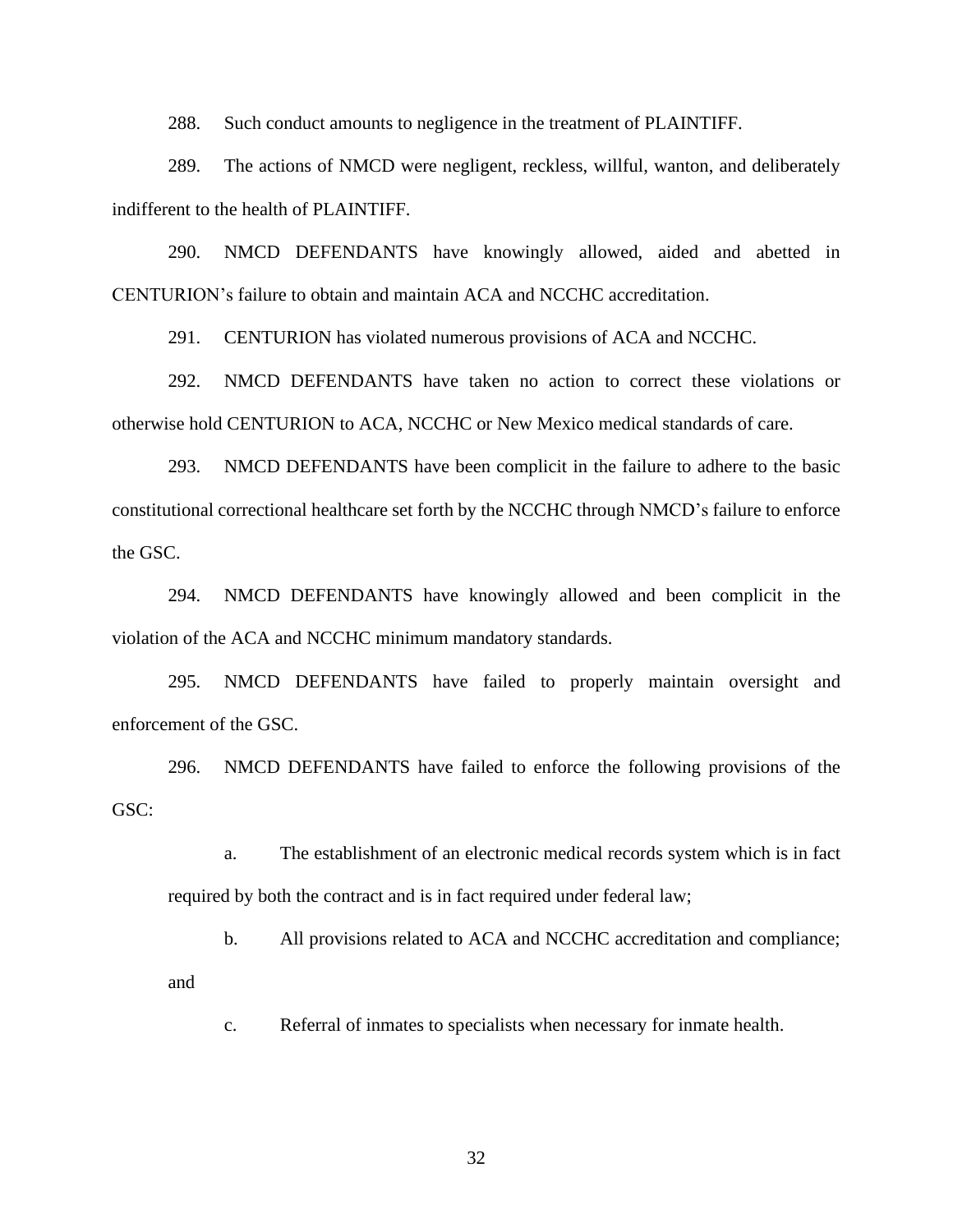288. Such conduct amounts to negligence in the treatment of PLAINTIFF.

289. The actions of NMCD were negligent, reckless, willful, wanton, and deliberately indifferent to the health of PLAINTIFF.

290. NMCD DEFENDANTS have knowingly allowed, aided and abetted in CENTURION's failure to obtain and maintain ACA and NCCHC accreditation.

291. CENTURION has violated numerous provisions of ACA and NCCHC.

292. NMCD DEFENDANTS have taken no action to correct these violations or otherwise hold CENTURION to ACA, NCCHC or New Mexico medical standards of care.

293. NMCD DEFENDANTS have been complicit in the failure to adhere to the basic constitutional correctional healthcare set forth by the NCCHC through NMCD's failure to enforce the GSC.

294. NMCD DEFENDANTS have knowingly allowed and been complicit in the violation of the ACA and NCCHC minimum mandatory standards.

295. NMCD DEFENDANTS have failed to properly maintain oversight and enforcement of the GSC.

296. NMCD DEFENDANTS have failed to enforce the following provisions of the GSC:

> a. The establishment of an electronic medical records system which is in fact required by both the contract and is in fact required under federal law;
>
> b. All provisions related to ACA and NCCHC accreditation and compliance; and
>
> c. Referral of inmates to specialists when necessary for inmate health.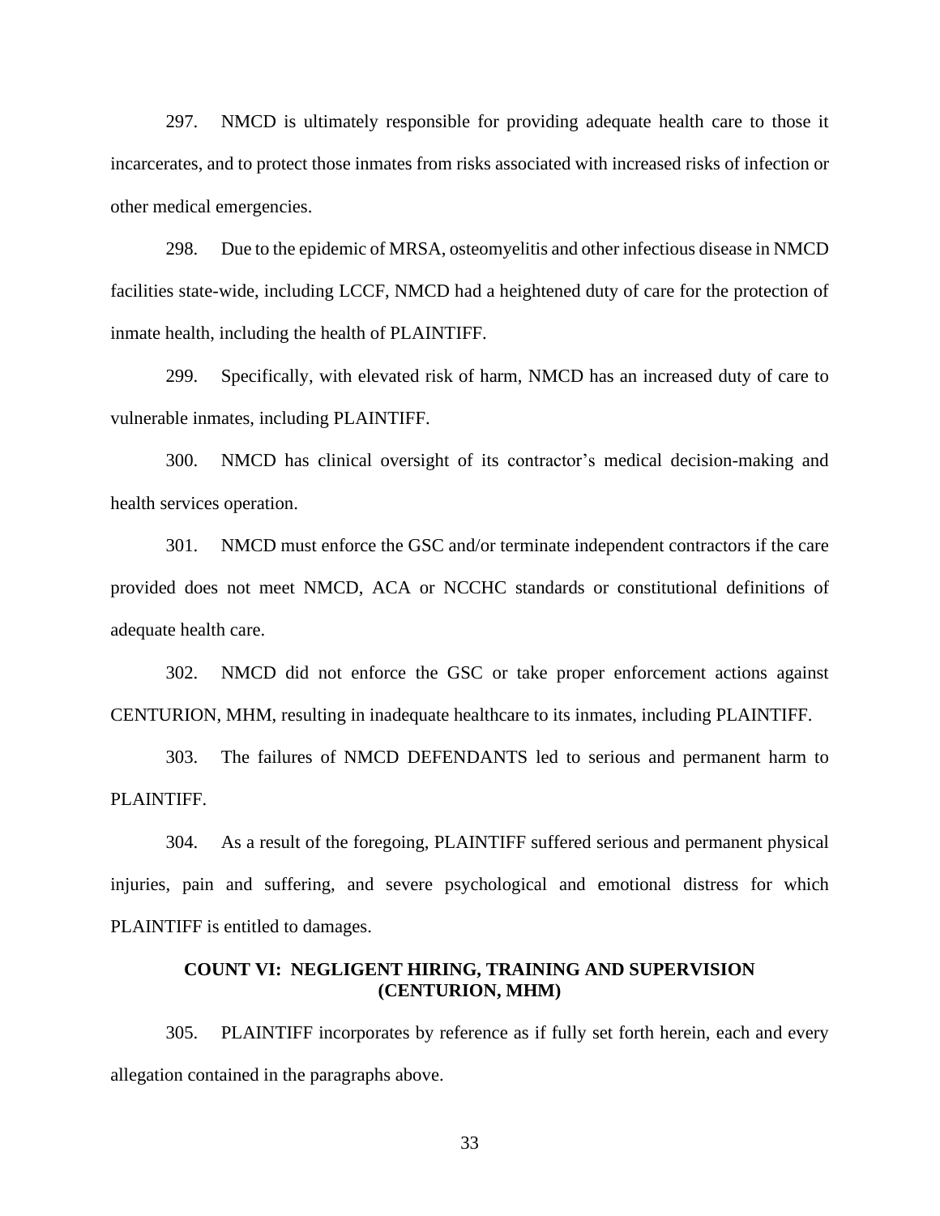297. NMCD is ultimately responsible for providing adequate health care to those it incarcerates, and to protect those inmates from risks associated with increased risks of infection or other medical emergencies.

298. Due to the epidemic of MRSA, osteomyelitis and other infectious disease in NMCD facilities state-wide, including LCCF, NMCD had a heightened duty of care for the protection of inmate health, including the health of PLAINTIFF.

299. Specifically, with elevated risk of harm, NMCD has an increased duty of care to vulnerable inmates, including PLAINTIFF.

300. NMCD has clinical oversight of its contractor's medical decision-making and health services operation.

301. NMCD must enforce the GSC and/or terminate independent contractors if the care provided does not meet NMCD, ACA or NCCHC standards or constitutional definitions of adequate health care.

302. NMCD did not enforce the GSC or take proper enforcement actions against CENTURION, MHM, resulting in inadequate healthcare to its inmates, including PLAINTIFF.

303. The failures of NMCD DEFENDANTS led to serious and permanent harm to PLAINTIFF.

304. As a result of the foregoing, PLAINTIFF suffered serious and permanent physical injuries, pain and suffering, and severe psychological and emotional distress for which PLAINTIFF is entitled to damages.

## COUNT VI: NEGLIGENT HIRING, TRAINING AND SUPERVISION (CENTURION, MHM)

305. PLAINTIFF incorporates by reference as if fully set forth herein, each and every allegation contained in the paragraphs above.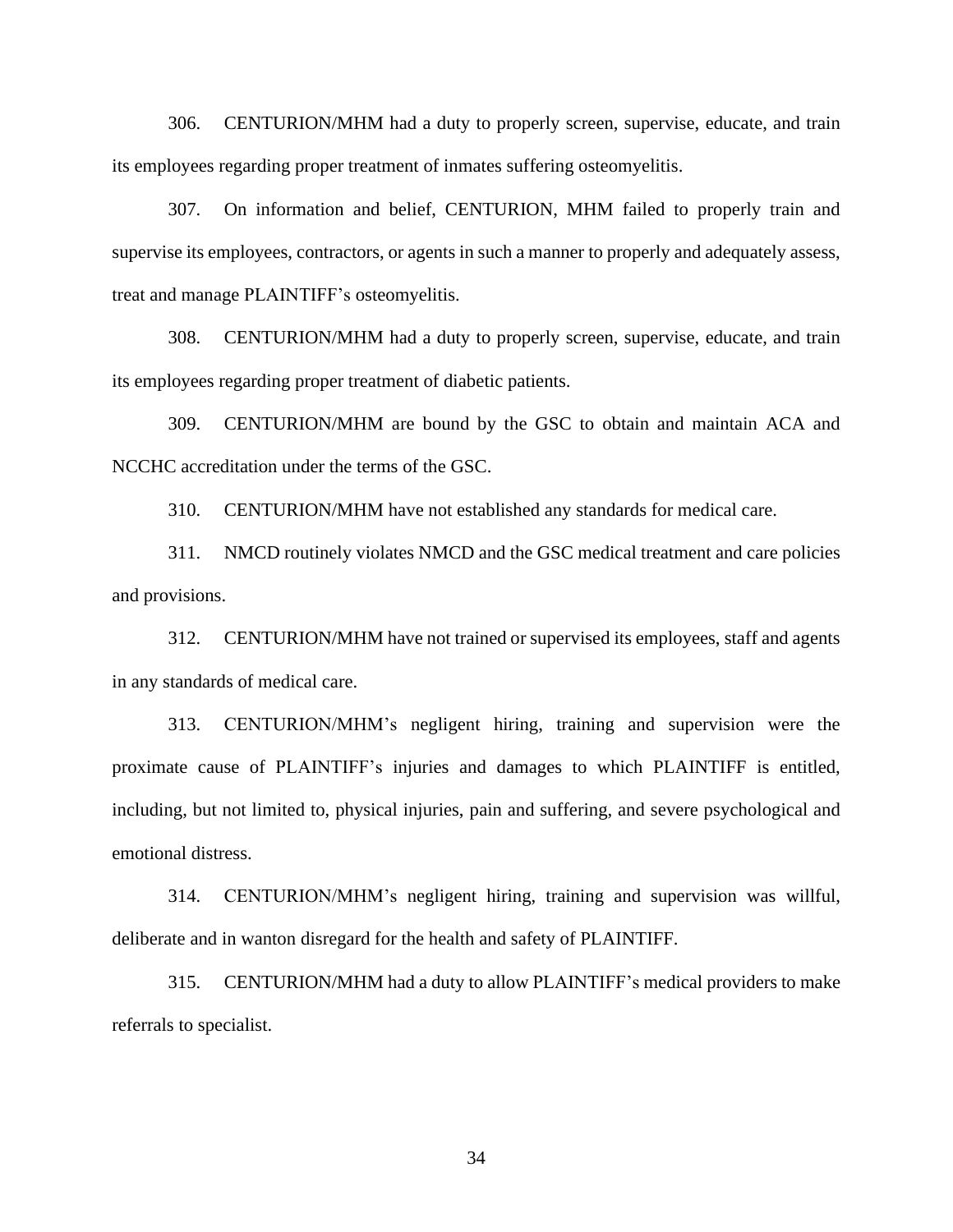306. CENTURION/MHM had a duty to properly screen, supervise, educate, and train its employees regarding proper treatment of inmates suffering osteomyelitis.

307. On information and belief, CENTURION, MHM failed to properly train and supervise its employees, contractors, or agents in such a manner to properly and adequately assess, treat and manage PLAINTIFF's osteomyelitis.

308. CENTURION/MHM had a duty to properly screen, supervise, educate, and train its employees regarding proper treatment of diabetic patients.

309. CENTURION/MHM are bound by the GSC to obtain and maintain ACA and NCCHC accreditation under the terms of the GSC.

310. CENTURION/MHM have not established any standards for medical care.

311. NMCD routinely violates NMCD and the GSC medical treatment and care policies and provisions.

312. CENTURION/MHM have not trained or supervised its employees, staff and agents in any standards of medical care.

313. CENTURION/MHM's negligent hiring, training and supervision were the proximate cause of PLAINTIFF's injuries and damages to which PLAINTIFF is entitled, including, but not limited to, physical injuries, pain and suffering, and severe psychological and emotional distress.

314. CENTURION/MHM's negligent hiring, training and supervision was willful, deliberate and in wanton disregard for the health and safety of PLAINTIFF.

315. CENTURION/MHM had a duty to allow PLAINTIFF's medical providers to make referrals to specialist.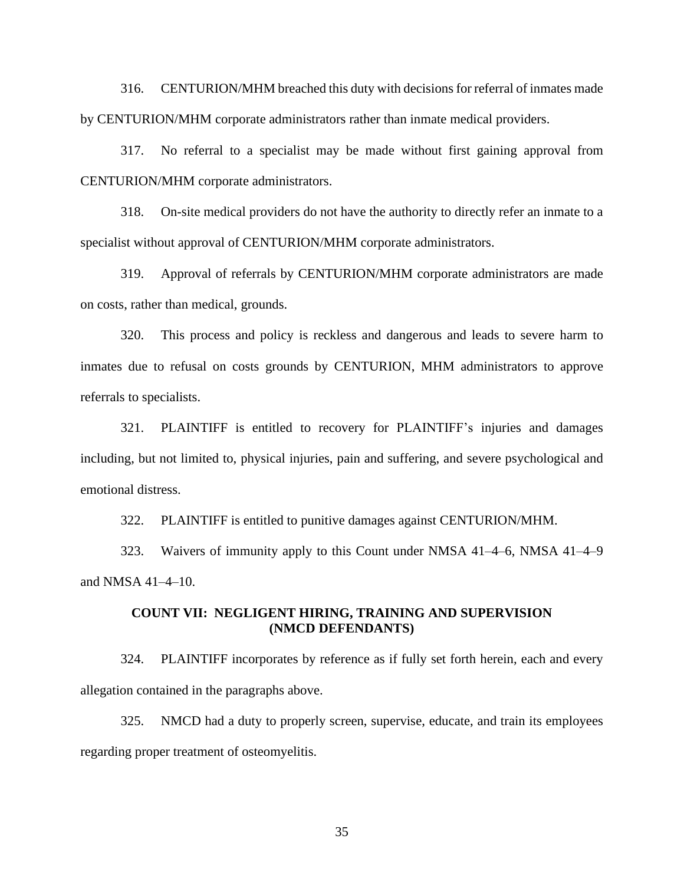316. CENTURION/MHM breached this duty with decisions for referral of inmates made by CENTURION/MHM corporate administrators rather than inmate medical providers.

317. No referral to a specialist may be made without first gaining approval from CENTURION/MHM corporate administrators.

318. On-site medical providers do not have the authority to directly refer an inmate to a specialist without approval of CENTURION/MHM corporate administrators.

319. Approval of referrals by CENTURION/MHM corporate administrators are made on costs, rather than medical, grounds.

320. This process and policy is reckless and dangerous and leads to severe harm to inmates due to refusal on costs grounds by CENTURION, MHM administrators to approve referrals to specialists.

321. PLAINTIFF is entitled to recovery for PLAINTIFF's injuries and damages including, but not limited to, physical injuries, pain and suffering, and severe psychological and emotional distress.

322. PLAINTIFF is entitled to punitive damages against CENTURION/MHM.

323. Waivers of immunity apply to this Count under NMSA 41–4–6, NMSA 41–4–9 and NMSA 41–4–10.

**COUNT VII: NEGLIGENT HIRING, TRAINING AND SUPERVISION (NMCD DEFENDANTS)**

324. PLAINTIFF incorporates by reference as if fully set forth herein, each and every allegation contained in the paragraphs above.

325. NMCD had a duty to properly screen, supervise, educate, and train its employees regarding proper treatment of osteomyelitis.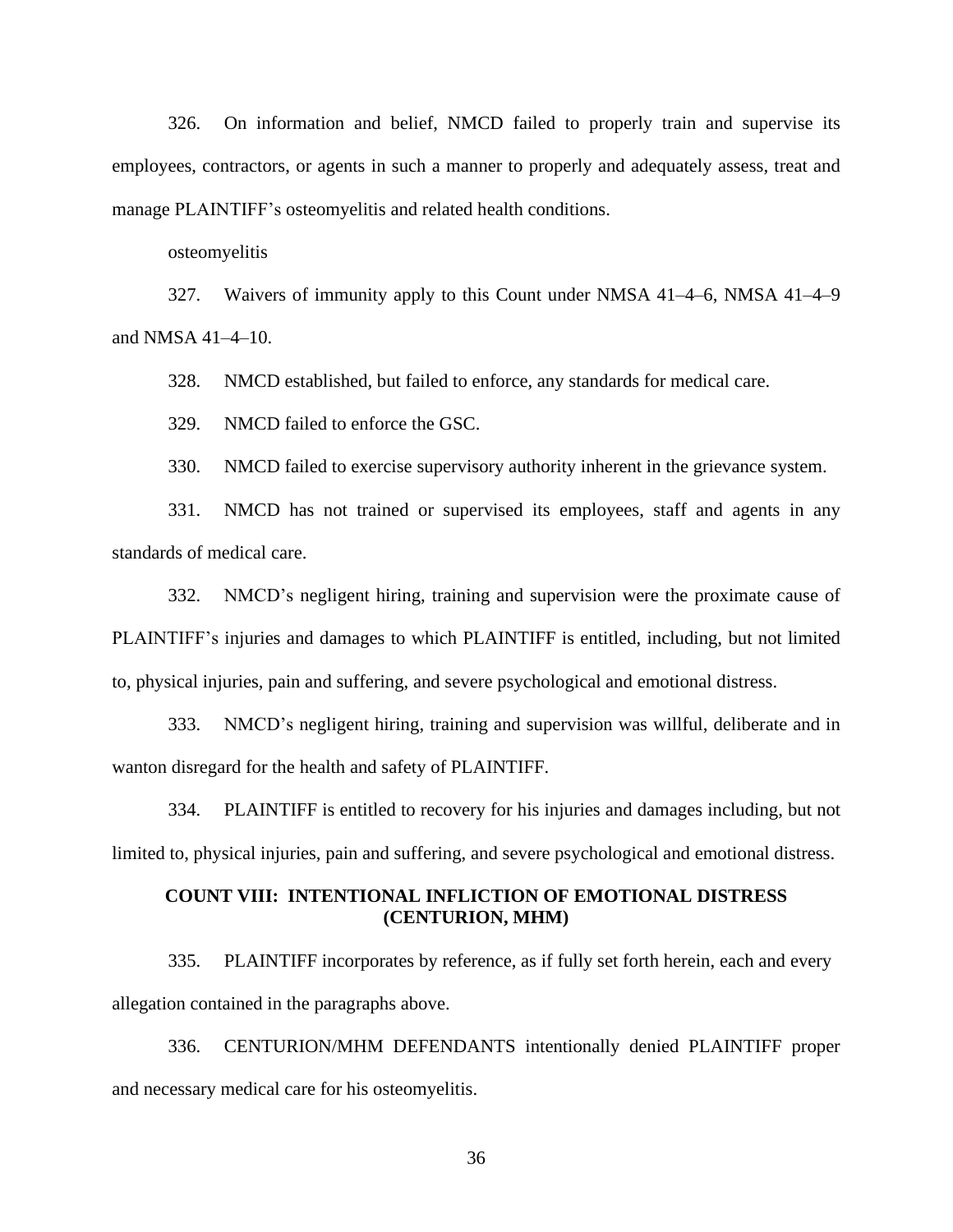326. On information and belief, NMCD failed to properly train and supervise its employees, contractors, or agents in such a manner to properly and adequately assess, treat and manage PLAINTIFF's osteomyelitis and related health conditions.

osteomyelitis

327. Waivers of immunity apply to this Count under NMSA 41–4–6, NMSA 41–4–9 and NMSA 41–4–10.

328. NMCD established, but failed to enforce, any standards for medical care.

329. NMCD failed to enforce the GSC.

330. NMCD failed to exercise supervisory authority inherent in the grievance system.

331. NMCD has not trained or supervised its employees, staff and agents in any standards of medical care.

332. NMCD's negligent hiring, training and supervision were the proximate cause of PLAINTIFF's injuries and damages to which PLAINTIFF is entitled, including, but not limited to, physical injuries, pain and suffering, and severe psychological and emotional distress.

333. NMCD's negligent hiring, training and supervision was willful, deliberate and in wanton disregard for the health and safety of PLAINTIFF.

334. PLAINTIFF is entitled to recovery for his injuries and damages including, but not limited to, physical injuries, pain and suffering, and severe psychological and emotional distress.

## COUNT VIII: INTENTIONAL INFLICTION OF EMOTIONAL DISTRESS (CENTURION, MHM)

335. PLAINTIFF incorporates by reference, as if fully set forth herein, each and every allegation contained in the paragraphs above.

336. CENTURION/MHM DEFENDANTS intentionally denied PLAINTIFF proper and necessary medical care for his osteomyelitis.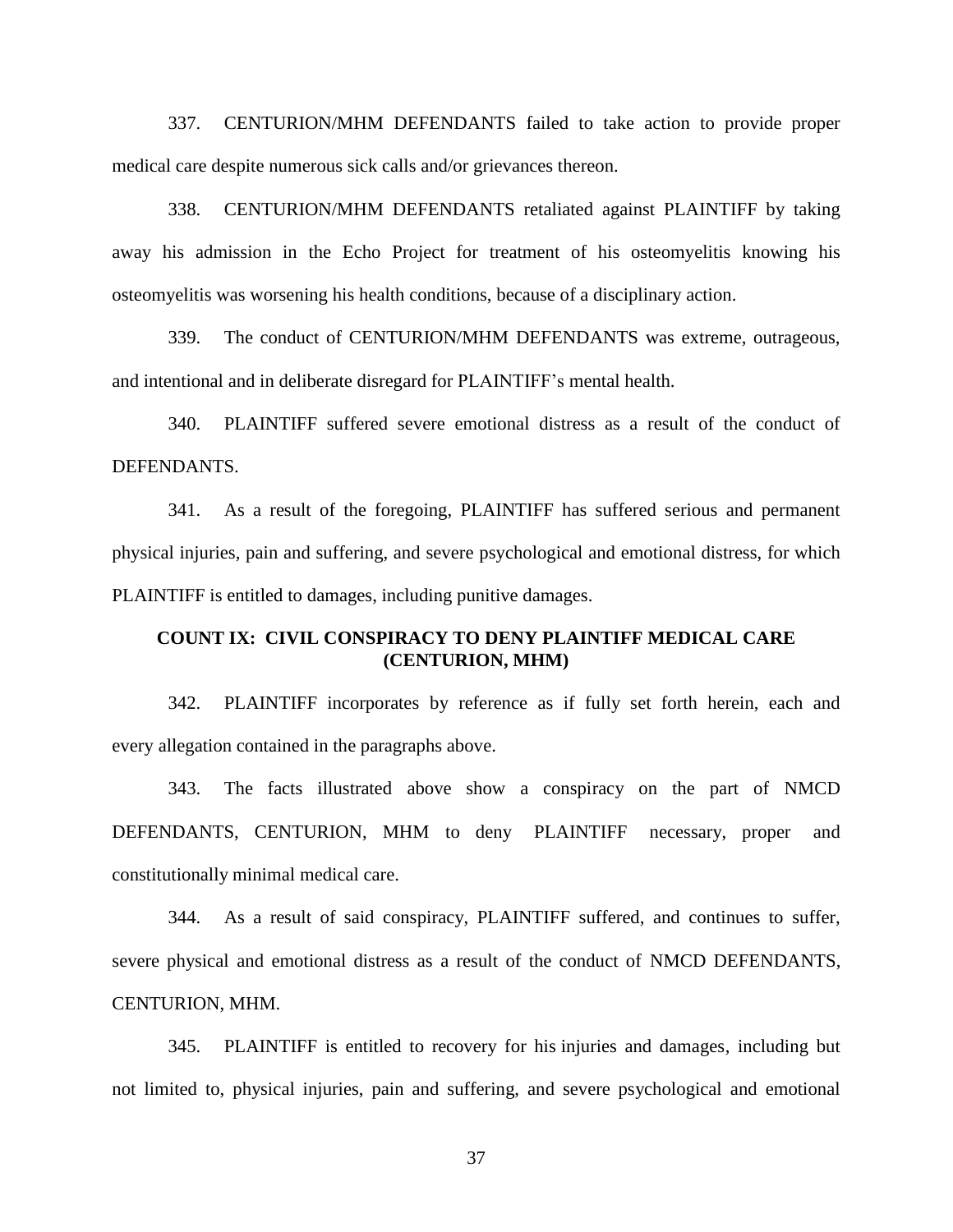337. CENTURION/MHM DEFENDANTS failed to take action to provide proper medical care despite numerous sick calls and/or grievances thereon.

338. CENTURION/MHM DEFENDANTS retaliated against PLAINTIFF by taking away his admission in the Echo Project for treatment of his osteomyelitis knowing his osteomyelitis was worsening his health conditions, because of a disciplinary action.

339. The conduct of CENTURION/MHM DEFENDANTS was extreme, outrageous, and intentional and in deliberate disregard for PLAINTIFF's mental health.

340. PLAINTIFF suffered severe emotional distress as a result of the conduct of DEFENDANTS.

341. As a result of the foregoing, PLAINTIFF has suffered serious and permanent physical injuries, pain and suffering, and severe psychological and emotional distress, for which PLAINTIFF is entitled to damages, including punitive damages.

### COUNT IX: CIVIL CONSPIRACY TO DENY PLAINTIFF MEDICAL CARE (CENTURION, MHM)

342. PLAINTIFF incorporates by reference as if fully set forth herein, each and every allegation contained in the paragraphs above.

343. The facts illustrated above show a conspiracy on the part of NMCD DEFENDANTS, CENTURION, MHM to deny PLAINTIFF necessary, proper and constitutionally minimal medical care.

344. As a result of said conspiracy, PLAINTIFF suffered, and continues to suffer, severe physical and emotional distress as a result of the conduct of NMCD DEFENDANTS, CENTURION, MHM.

345. PLAINTIFF is entitled to recovery for his injuries and damages, including but not limited to, physical injuries, pain and suffering, and severe psychological and emotional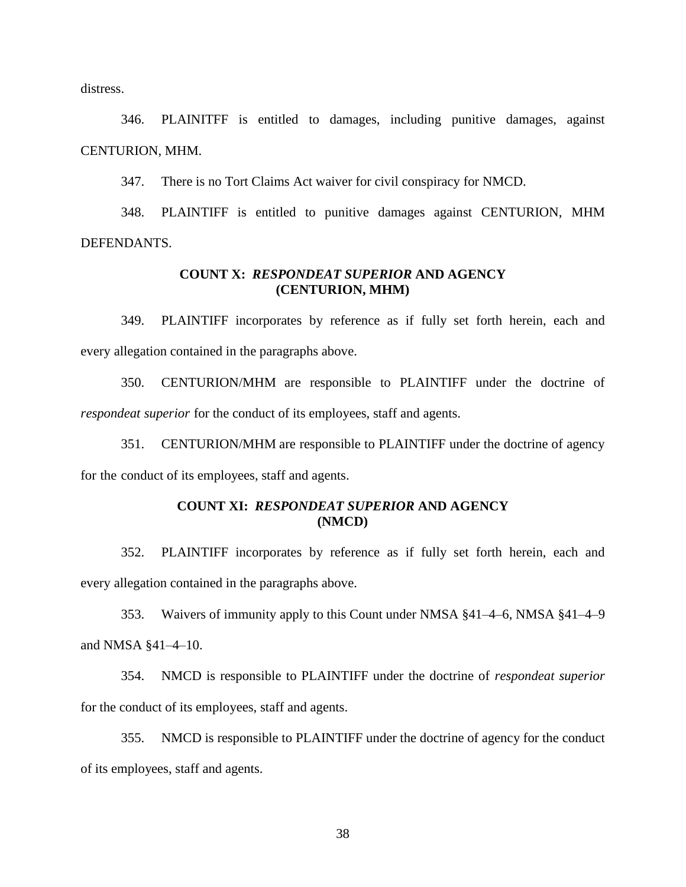distress.

346. PLAINITFF is entitled to damages, including punitive damages, against CENTURION, MHM.

347. There is no Tort Claims Act waiver for civil conspiracy for NMCD.

348. PLAINTIFF is entitled to punitive damages against CENTURION, MHM DEFENDANTS.

**COUNT X: *RESPONDEAT SUPERIOR* AND AGENCY (CENTURION, MHM)**

349. PLAINTIFF incorporates by reference as if fully set forth herein, each and every allegation contained in the paragraphs above.

350. CENTURION/MHM are responsible to PLAINTIFF under the doctrine of *respondeat superior* for the conduct of its employees, staff and agents.

351. CENTURION/MHM are responsible to PLAINTIFF under the doctrine of agency for the conduct of its employees, staff and agents.

**COUNT XI: *RESPONDEAT SUPERIOR* AND AGENCY (NMCD)**

352. PLAINTIFF incorporates by reference as if fully set forth herein, each and every allegation contained in the paragraphs above.

353. Waivers of immunity apply to this Count under NMSA §41–4–6, NMSA §41–4–9 and NMSA §41–4–10.

354. NMCD is responsible to PLAINTIFF under the doctrine of *respondeat superior* for the conduct of its employees, staff and agents.

355. NMCD is responsible to PLAINTIFF under the doctrine of agency for the conduct of its employees, staff and agents.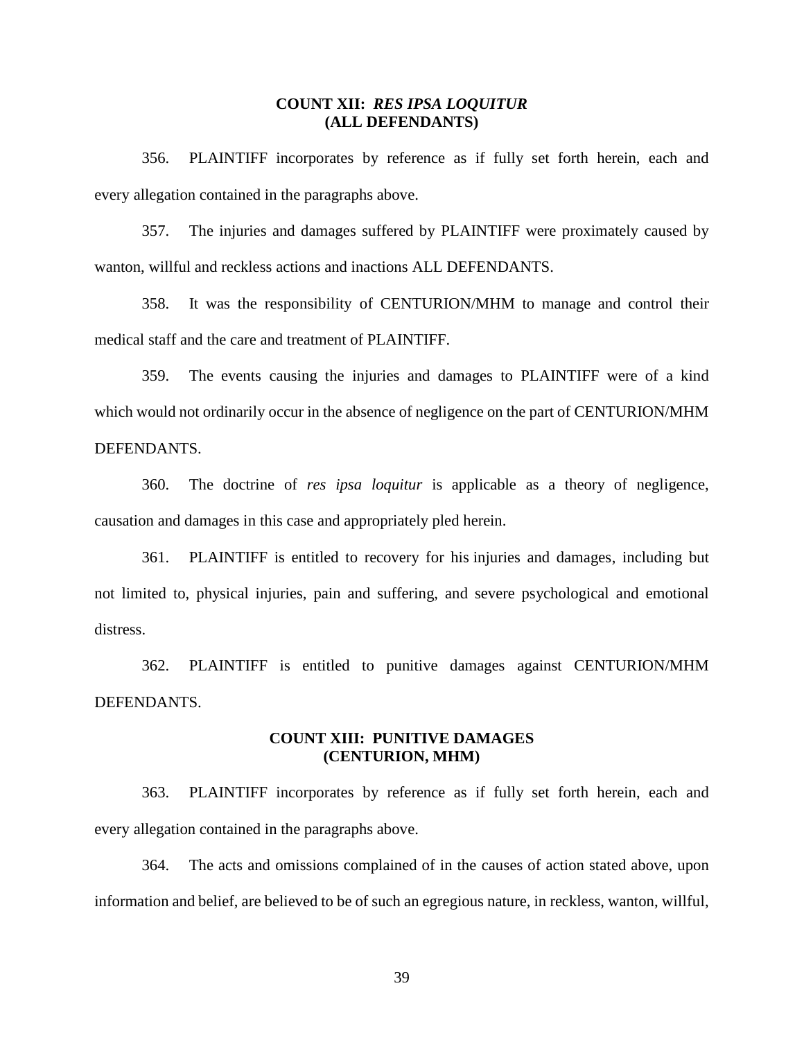## COUNT XII: *RES IPSA LOQUITUR*
## (ALL DEFENDANTS)

356. PLAINTIFF incorporates by reference as if fully set forth herein, each and every allegation contained in the paragraphs above.

357. The injuries and damages suffered by PLAINTIFF were proximately caused by wanton, willful and reckless actions and inactions ALL DEFENDANTS.

358. It was the responsibility of CENTURION/MHM to manage and control their medical staff and the care and treatment of PLAINTIFF.

359. The events causing the injuries and damages to PLAINTIFF were of a kind which would not ordinarily occur in the absence of negligence on the part of CENTURION/MHM DEFENDANTS.

360. The doctrine of *res ipsa loquitur* is applicable as a theory of negligence, causation and damages in this case and appropriately pled herein.

361. PLAINTIFF is entitled to recovery for his injuries and damages, including but not limited to, physical injuries, pain and suffering, and severe psychological and emotional distress.

362. PLAINTIFF is entitled to punitive damages against CENTURION/MHM DEFENDANTS.

## COUNT XIII: PUNITIVE DAMAGES
## (CENTURION, MHM)

363. PLAINTIFF incorporates by reference as if fully set forth herein, each and every allegation contained in the paragraphs above.

364. The acts and omissions complained of in the causes of action stated above, upon information and belief, are believed to be of such an egregious nature, in reckless, wanton, willful,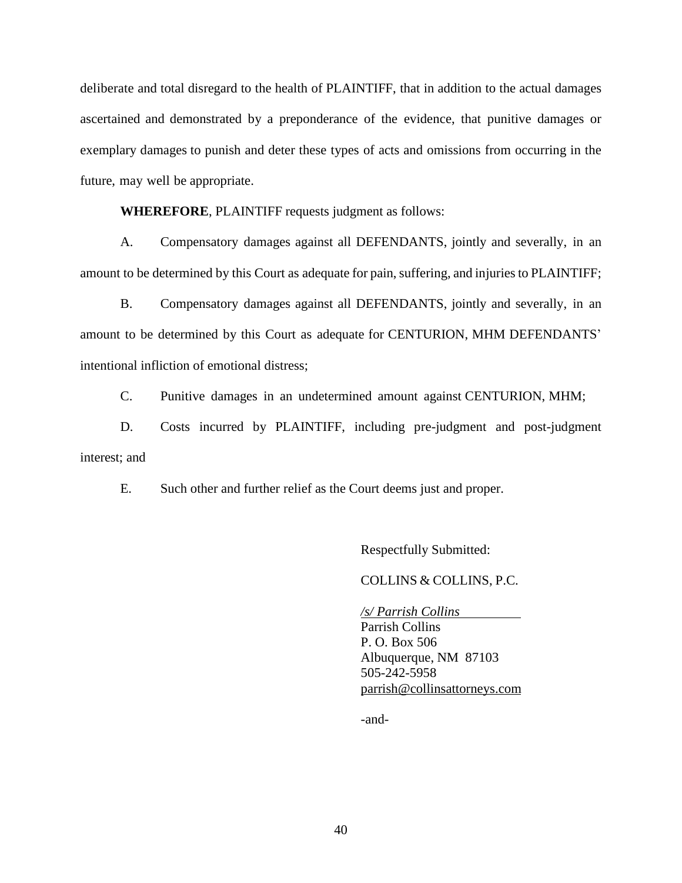deliberate and total disregard to the health of PLAINTIFF, that in addition to the actual damages ascertained and demonstrated by a preponderance of the evidence, that punitive damages or exemplary damages to punish and deter these types of acts and omissions from occurring in the future, may well be appropriate.

**WHEREFORE**, PLAINTIFF requests judgment as follows:

A. Compensatory damages against all DEFENDANTS, jointly and severally, in an amount to be determined by this Court as adequate for pain, suffering, and injuries to PLAINTIFF;

B. Compensatory damages against all DEFENDANTS, jointly and severally, in an amount to be determined by this Court as adequate for CENTURION, MHM DEFENDANTS' intentional infliction of emotional distress;

C. Punitive damages in an undetermined amount against CENTURION, MHM;

D. Costs incurred by PLAINTIFF, including pre-judgment and post-judgment interest; and

E. Such other and further relief as the Court deems just and proper.

Respectfully Submitted:

COLLINS & COLLINS, P.C.

*/s/ Parrish Collins*
Parrish Collins
P. O. Box 506
Albuquerque, NM 87103
505-242-5958
parrish@collinsattorneys.com

-and-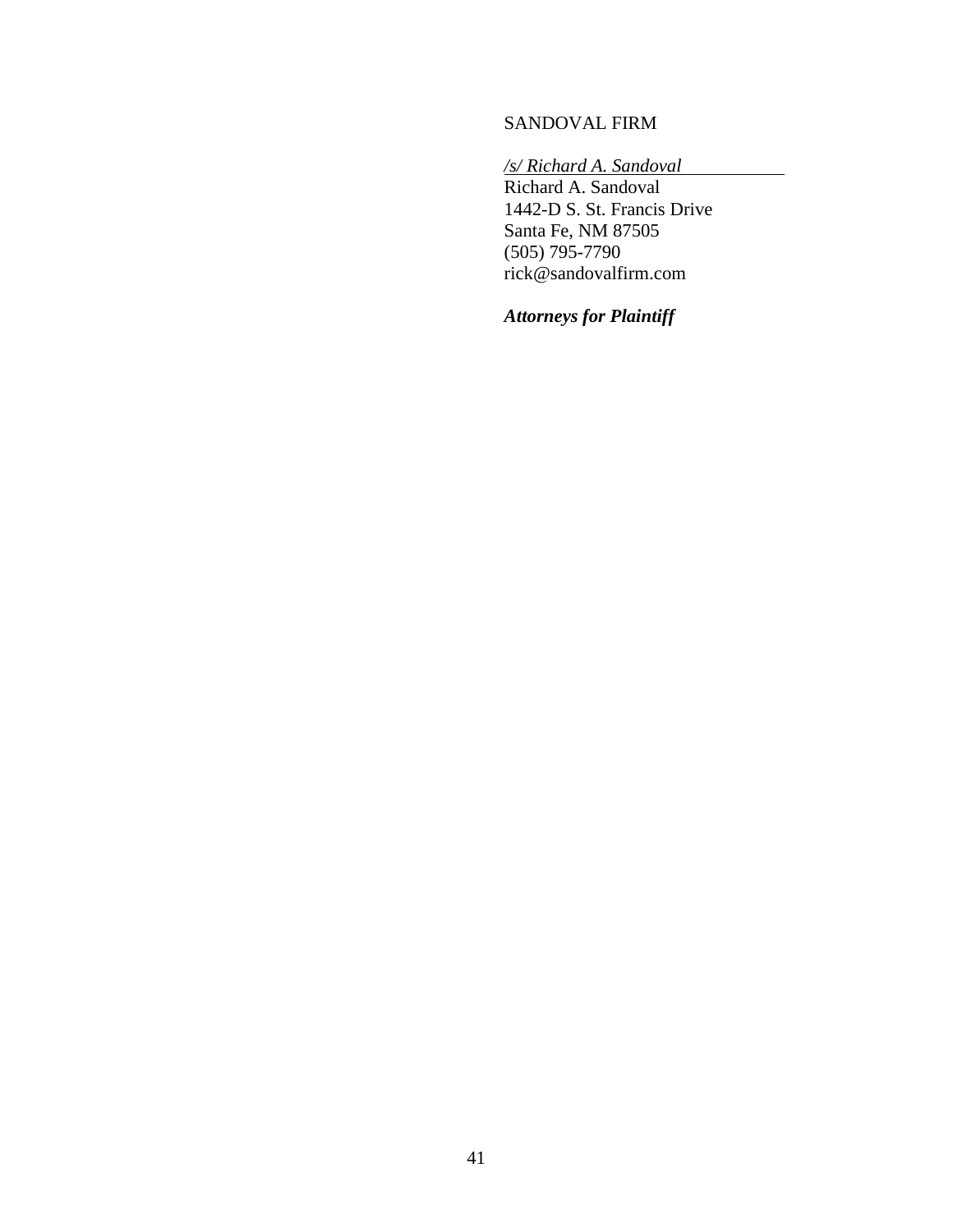SANDOVAL FIRM

*/s/ Richard A. Sandoval*
Richard A. Sandoval
1442-D S. St. Francis Drive
Santa Fe, NM 87505
(505) 795-7790
rick@sandovalfirm.com

***Attorneys for Plaintiff***